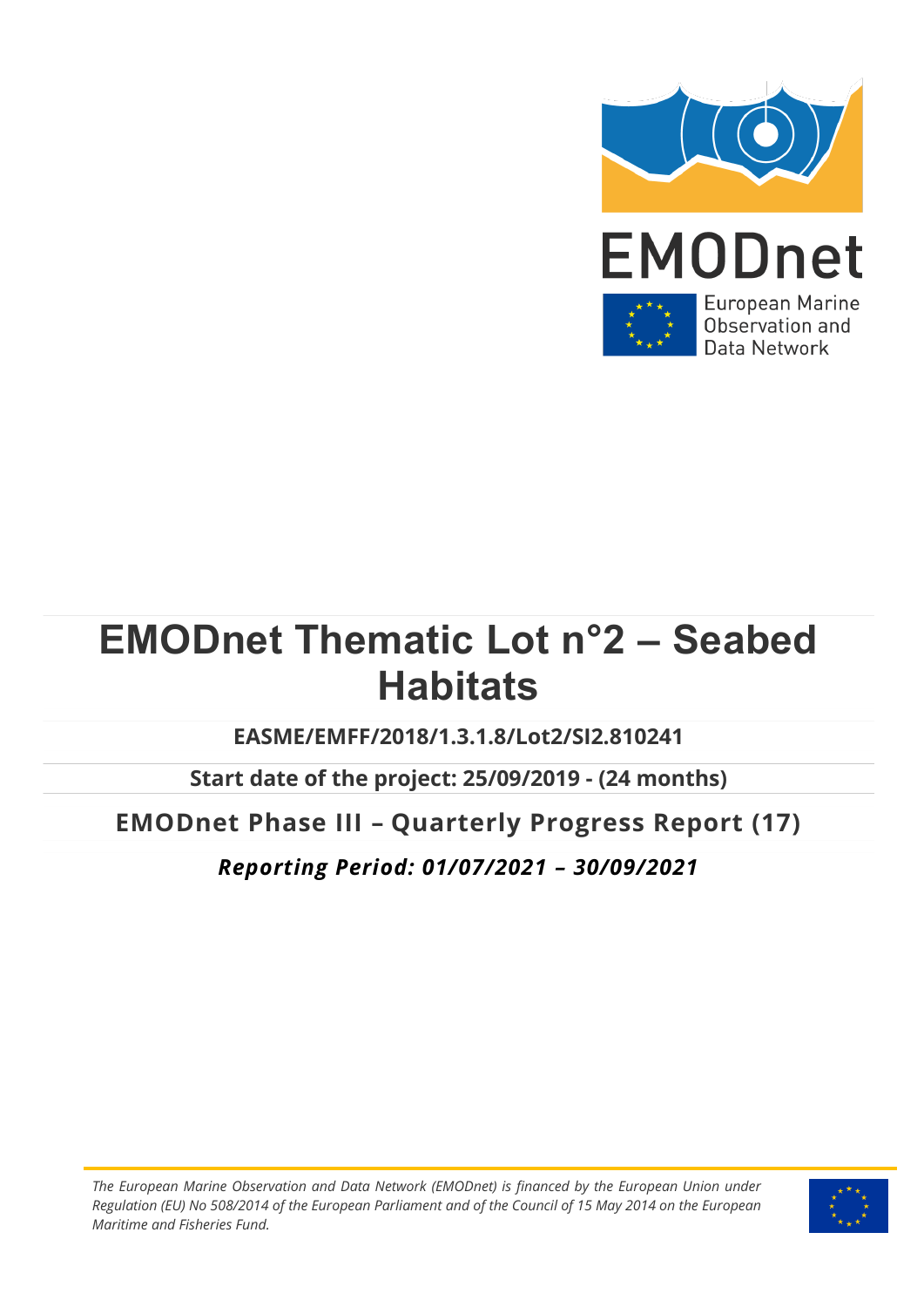EMODnet

European Marine Observation and Data Network

# EMODnet Thematic Lot n°2 – Seabed Habitats

**EASME/EMFF/2018/1.3.1.8/Lot2/SI2.810241**

**Start date of the project: 25/09/2019 - (24 months)**

**EMODnet Phase III – Quarterly Progress Report (17)**

***Reporting Period: 01/07/2021 – 30/09/2021***

*The European Marine Observation and Data Network (EMODnet) is financed by the European Union under Regulation (EU) No 508/2014 of the European Parliament and of the Council of 15 May 2014 on the European Maritime and Fisheries Fund.*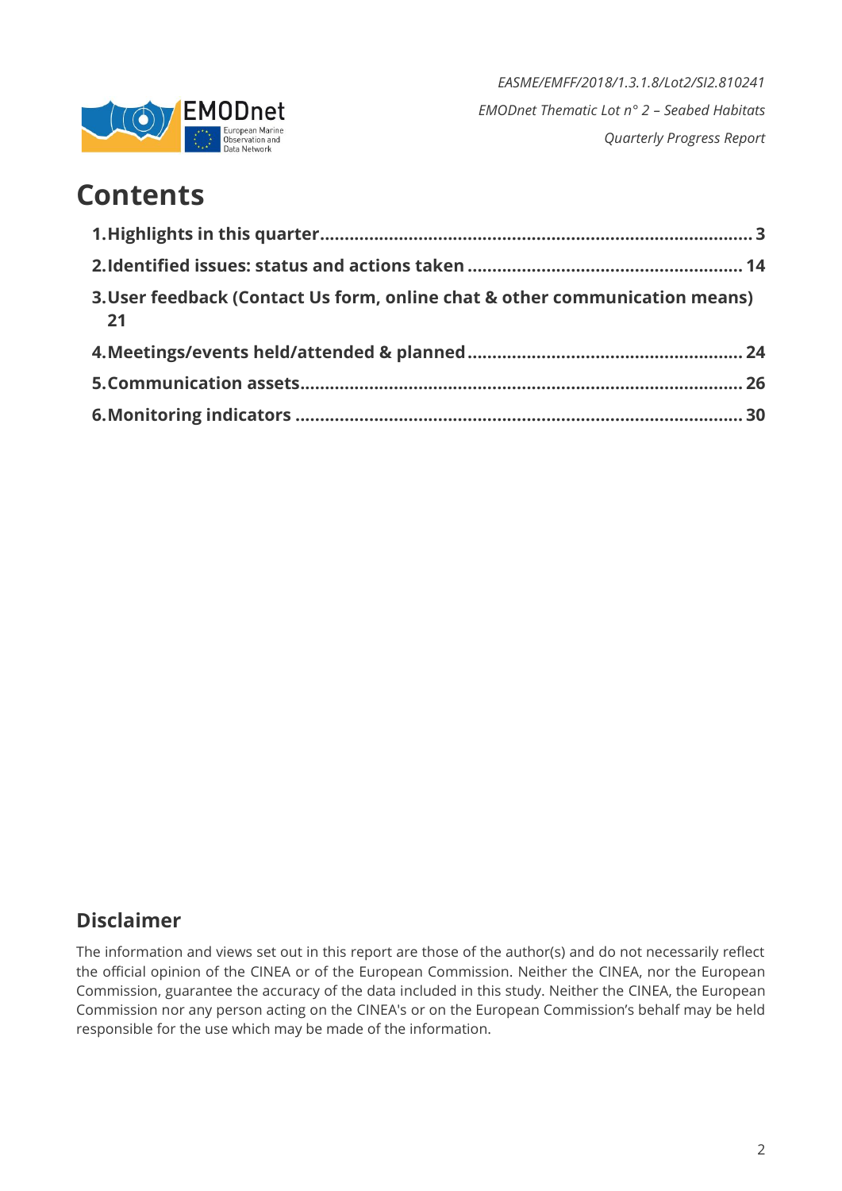# Contents

1. **Highlights in this quarter** ... 3
2. **Identified issues: status and actions taken** ... 14
3. **User feedback (Contact Us form, online chat & other communication means)** 21
4. **Meetings/events held/attended & planned** ... 24
5. **Communication assets** ... 26
6. **Monitoring indicators** ... 30

## Disclaimer

The information and views set out in this report are those of the author(s) and do not necessarily reflect the official opinion of the CINEA or of the European Commission. Neither the CINEA, nor the European Commission, guarantee the accuracy of the data included in this study. Neither the CINEA, the European Commission nor any person acting on the CINEA's or on the European Commission's behalf may be held responsible for the use which may be made of the information.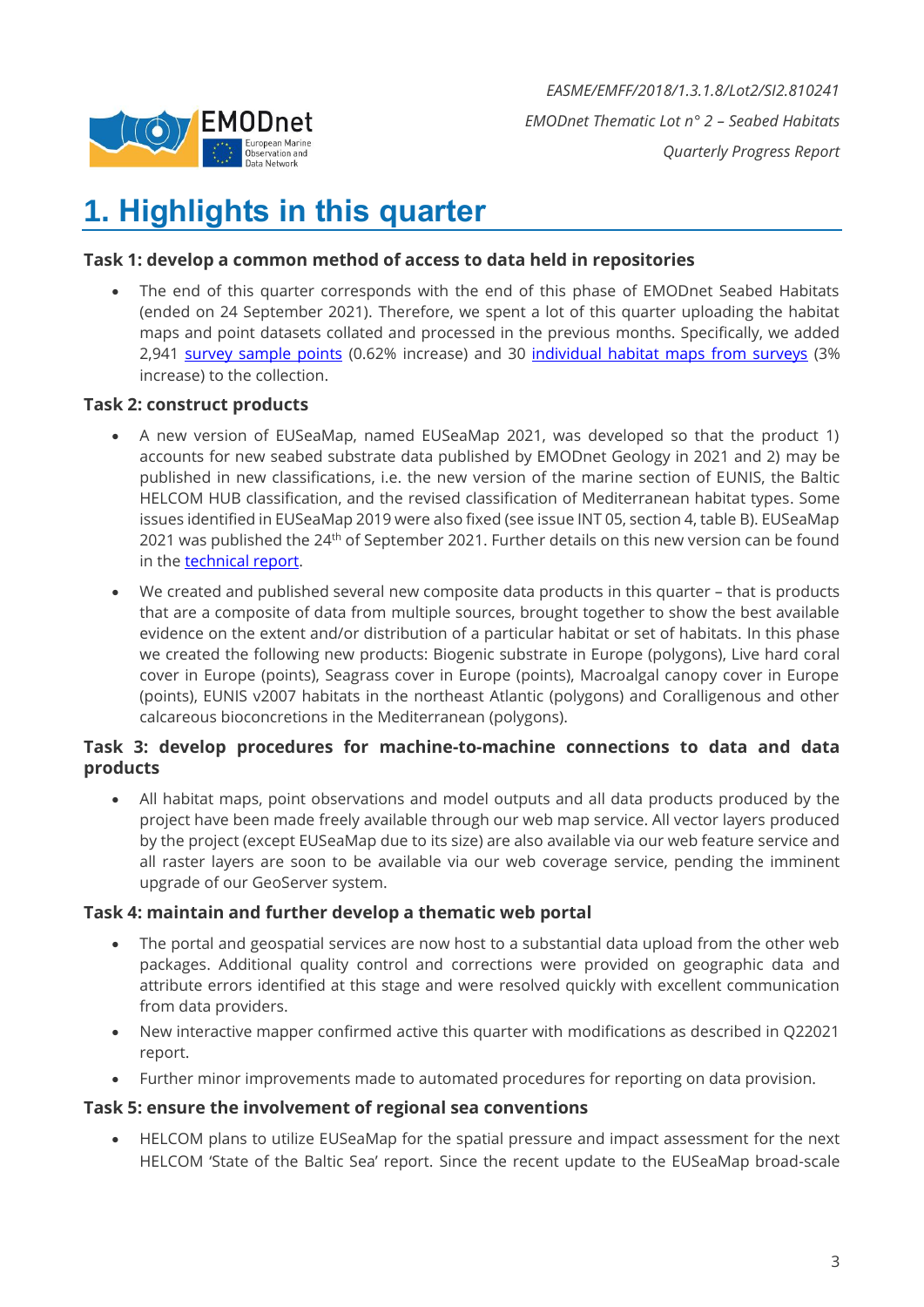# 1. Highlights in this quarter

### Task 1: develop a common method of access to data held in repositories

- The end of this quarter corresponds with the end of this phase of EMODnet Seabed Habitats (ended on 24 September 2021). Therefore, we spent a lot of this quarter uploading the habitat maps and point datasets collated and processed in the previous months. Specifically, we added 2,941 survey sample points (0.62% increase) and 30 individual habitat maps from surveys (3% increase) to the collection.

### Task 2: construct products

- A new version of EUSeaMap, named EUSeaMap 2021, was developed so that the product 1) accounts for new seabed substrate data published by EMODnet Geology in 2021 and 2) may be published in new classifications, i.e. the new version of the marine section of EUNIS, the Baltic HELCOM HUB classification, and the revised classification of Mediterranean habitat types. Some issues identified in EUSeaMap 2019 were also fixed (see issue INT 05, section 4, table B). EUSeaMap 2021 was published the 24th of September 2021. Further details on this new version can be found in the technical report.
- We created and published several new composite data products in this quarter – that is products that are a composite of data from multiple sources, brought together to show the best available evidence on the extent and/or distribution of a particular habitat or set of habitats. In this phase we created the following new products: Biogenic substrate in Europe (polygons), Live hard coral cover in Europe (points), Seagrass cover in Europe (points), Macroalgal canopy cover in Europe (points), EUNIS v2007 habitats in the northeast Atlantic (polygons) and Coralligenous and other calcareous bioconcretions in the Mediterranean (polygons).

### Task 3: develop procedures for machine-to-machine connections to data and data products

- All habitat maps, point observations and model outputs and all data products produced by the project have been made freely available through our web map service. All vector layers produced by the project (except EUSeaMap due to its size) are also available via our web feature service and all raster layers are soon to be available via our web coverage service, pending the imminent upgrade of our GeoServer system.

### Task 4: maintain and further develop a thematic web portal

- The portal and geospatial services are now host to a substantial data upload from the other web packages. Additional quality control and corrections were provided on geographic data and attribute errors identified at this stage and were resolved quickly with excellent communication from data providers.
- New interactive mapper confirmed active this quarter with modifications as described in Q22021 report.
- Further minor improvements made to automated procedures for reporting on data provision.

### Task 5: ensure the involvement of regional sea conventions

- HELCOM plans to utilize EUSeaMap for the spatial pressure and impact assessment for the next HELCOM 'State of the Baltic Sea' report. Since the recent update to the EUSeaMap broad-scale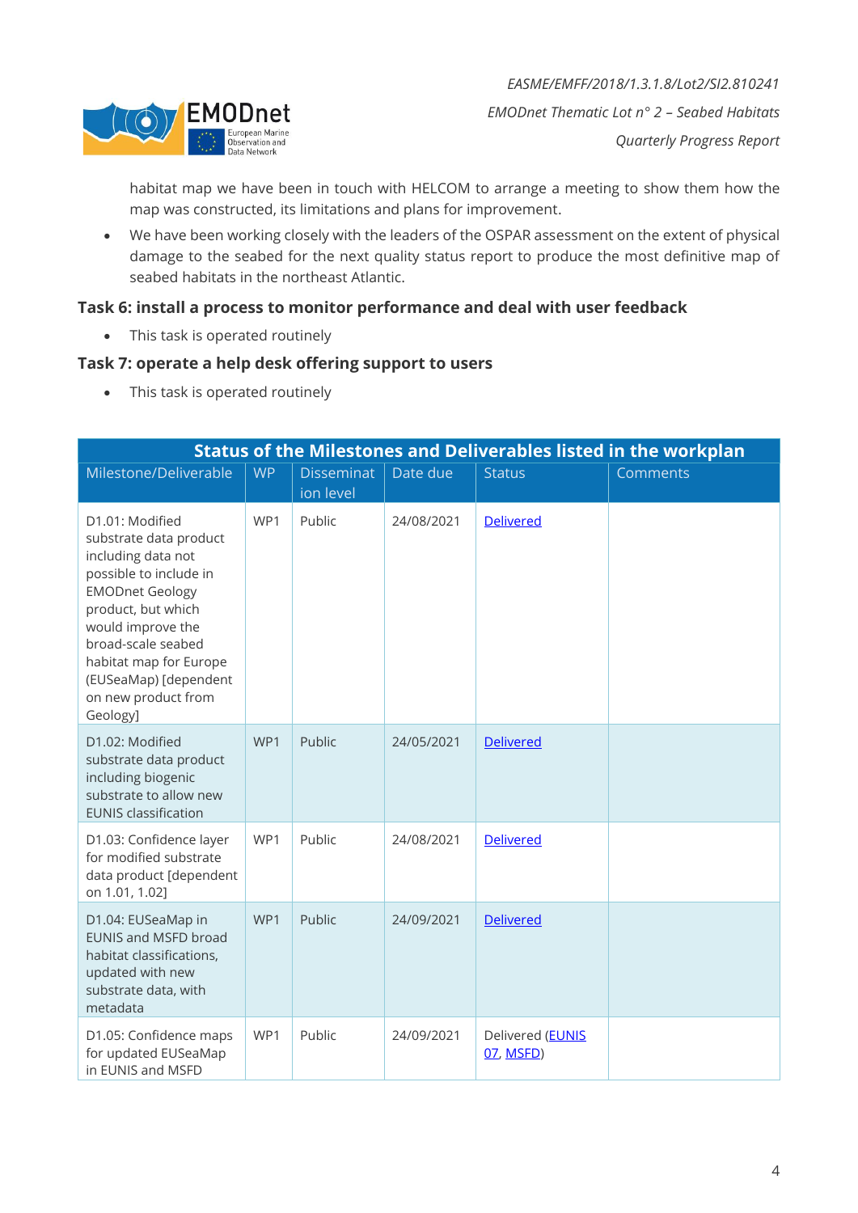habitat map we have been in touch with HELCOM to arrange a meeting to show them how the map was constructed, its limitations and plans for improvement.

- We have been working closely with the leaders of the OSPAR assessment on the extent of physical damage to the seabed for the next quality status report to produce the most definitive map of seabed habitats in the northeast Atlantic.

### Task 6: install a process to monitor performance and deal with user feedback

- This task is operated routinely

### Task 7: operate a help desk offering support to users

- This task is operated routinely

| Status of the Milestones and Deliverables listed in the workplan | | | | | |
|---|---|---|---|---|---|
| Milestone/Deliverable | WP | Dissemination level | Date due | Status | Comments |
| D1.01: Modified substrate data product including data not possible to include in EMODnet Geology product, but which would improve the broad-scale seabed habitat map for Europe (EUSeaMap) [dependent on new product from Geology] | WP1 | Public | 24/08/2021 | Delivered | |
| D1.02: Modified substrate data product including biogenic substrate to allow new EUNIS classification | WP1 | Public | 24/05/2021 | Delivered | |
| D1.03: Confidence layer for modified substrate data product [dependent on 1.01, 1.02] | WP1 | Public | 24/08/2021 | Delivered | |
| D1.04: EUSeaMap in EUNIS and MSFD broad habitat classifications, updated with new substrate data, with metadata | WP1 | Public | 24/09/2021 | Delivered | |
| D1.05: Confidence maps for updated EUSeaMap in EUNIS and MSFD | WP1 | Public | 24/09/2021 | Delivered (EUNIS 07, MSFD) | |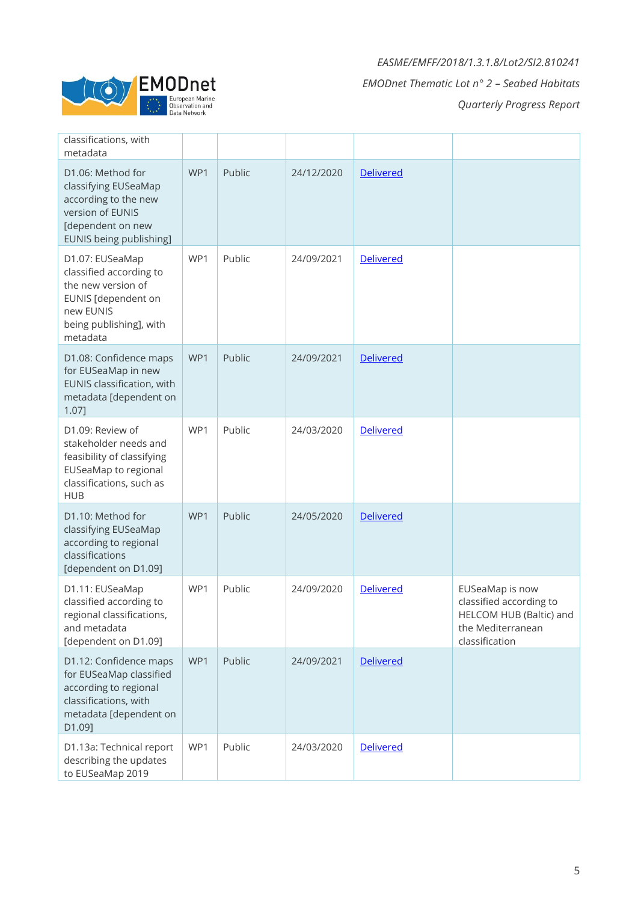| | | | | | |
|---|---|---|---|---|---|
| classifications, with metadata | | | | | |
| D1.06: Method for classifying EUSeaMap according to the new version of EUNIS [dependent on new EUNIS being publishing] | WP1 | Public | 24/12/2020 | Delivered | |
| D1.07: EUSeaMap classified according to the new version of EUNIS [dependent on new EUNIS being publishing], with metadata | WP1 | Public | 24/09/2021 | Delivered | |
| D1.08: Confidence maps for EUSeaMap in new EUNIS classification, with metadata [dependent on 1.07] | WP1 | Public | 24/09/2021 | Delivered | |
| D1.09: Review of stakeholder needs and feasibility of classifying EUSeaMap to regional classifications, such as HUB | WP1 | Public | 24/03/2020 | Delivered | |
| D1.10: Method for classifying EUSeaMap according to regional classifications [dependent on D1.09] | WP1 | Public | 24/05/2020 | Delivered | |
| D1.11: EUSeaMap classified according to regional classifications, and metadata [dependent on D1.09] | WP1 | Public | 24/09/2020 | Delivered | EUSeaMap is now classified according to HELCOM HUB (Baltic) and the Mediterranean classification |
| D1.12: Confidence maps for EUSeaMap classified according to regional classifications, with metadata [dependent on D1.09] | WP1 | Public | 24/09/2021 | Delivered | |
| D1.13a: Technical report describing the updates to EUSeaMap 2019 | WP1 | Public | 24/03/2020 | Delivered | |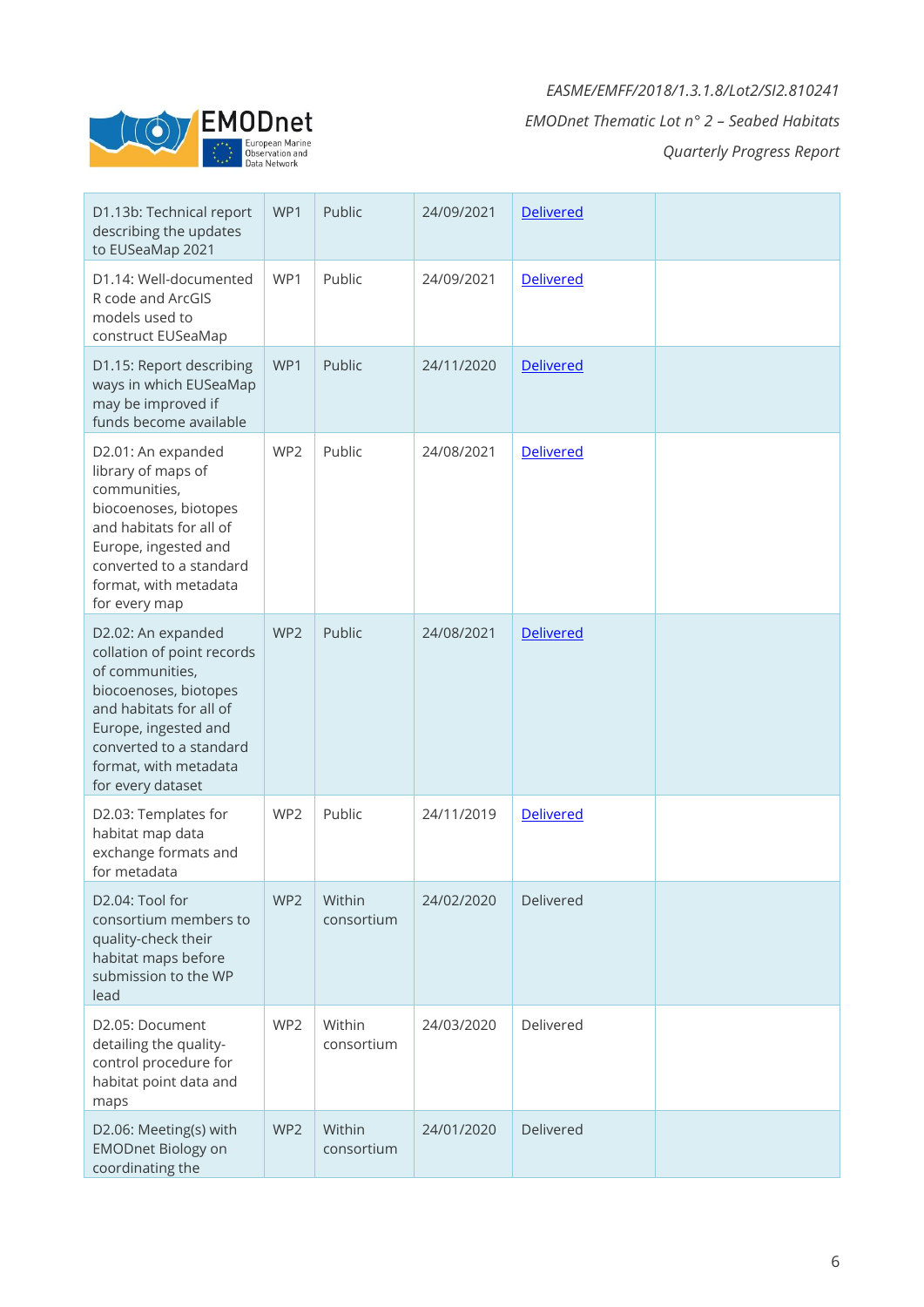| | | | | | |
|---|---|---|---|---|---|
| D1.13b: Technical report describing the updates to EUSeaMap 2021 | WP1 | Public | 24/09/2021 | Delivered | |
| D1.14: Well-documented R code and ArcGIS models used to construct EUSeaMap | WP1 | Public | 24/09/2021 | Delivered | |
| D1.15: Report describing ways in which EUSeaMap may be improved if funds become available | WP1 | Public | 24/11/2020 | Delivered | |
| D2.01: An expanded library of maps of communities, biocoenoses, biotopes and habitats for all of Europe, ingested and converted to a standard format, with metadata for every map | WP2 | Public | 24/08/2021 | Delivered | |
| D2.02: An expanded collation of point records of communities, biocoenoses, biotopes and habitats for all of Europe, ingested and converted to a standard format, with metadata for every dataset | WP2 | Public | 24/08/2021 | Delivered | |
| D2.03: Templates for habitat map data exchange formats and for metadata | WP2 | Public | 24/11/2019 | Delivered | |
| D2.04: Tool for consortium members to quality-check their habitat maps before submission to the WP lead | WP2 | Within consortium | 24/02/2020 | Delivered | |
| D2.05: Document detailing the quality-control procedure for habitat point data and maps | WP2 | Within consortium | 24/03/2020 | Delivered | |
| D2.06: Meeting(s) with EMODnet Biology on coordinating the | WP2 | Within consortium | 24/01/2020 | Delivered | |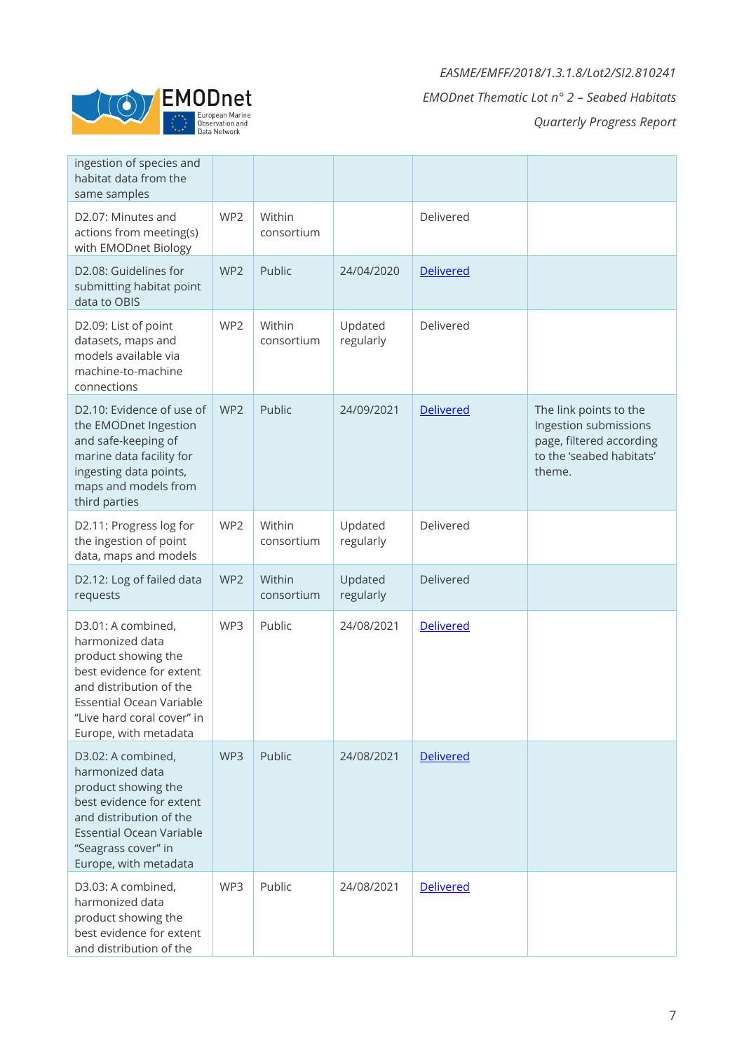| | | | | | |
|---|---|---|---|---|---|
| ingestion of species and habitat data from the same samples | | | | | |
| D2.07: Minutes and actions from meeting(s) with EMODnet Biology | WP2 | Within consortium | | Delivered | |
| D2.08: Guidelines for submitting habitat point data to OBIS | WP2 | Public | 24/04/2020 | Delivered | |
| D2.09: List of point datasets, maps and models available via machine-to-machine connections | WP2 | Within consortium | Updated regularly | Delivered | |
| D2.10: Evidence of use of the EMODnet Ingestion and safe-keeping of marine data facility for ingesting data points, maps and models from third parties | WP2 | Public | 24/09/2021 | Delivered | The link points to the Ingestion submissions page, filtered according to the 'seabed habitats' theme. |
| D2.11: Progress log for the ingestion of point data, maps and models | WP2 | Within consortium | Updated regularly | Delivered | |
| D2.12: Log of failed data requests | WP2 | Within consortium | Updated regularly | Delivered | |
| D3.01: A combined, harmonized data product showing the best evidence for extent and distribution of the Essential Ocean Variable "Live hard coral cover" in Europe, with metadata | WP3 | Public | 24/08/2021 | Delivered | |
| D3.02: A combined, harmonized data product showing the best evidence for extent and distribution of the Essential Ocean Variable "Seagrass cover" in Europe, with metadata | WP3 | Public | 24/08/2021 | Delivered | |
| D3.03: A combined, harmonized data product showing the best evidence for extent and distribution of the | WP3 | Public | 24/08/2021 | Delivered | |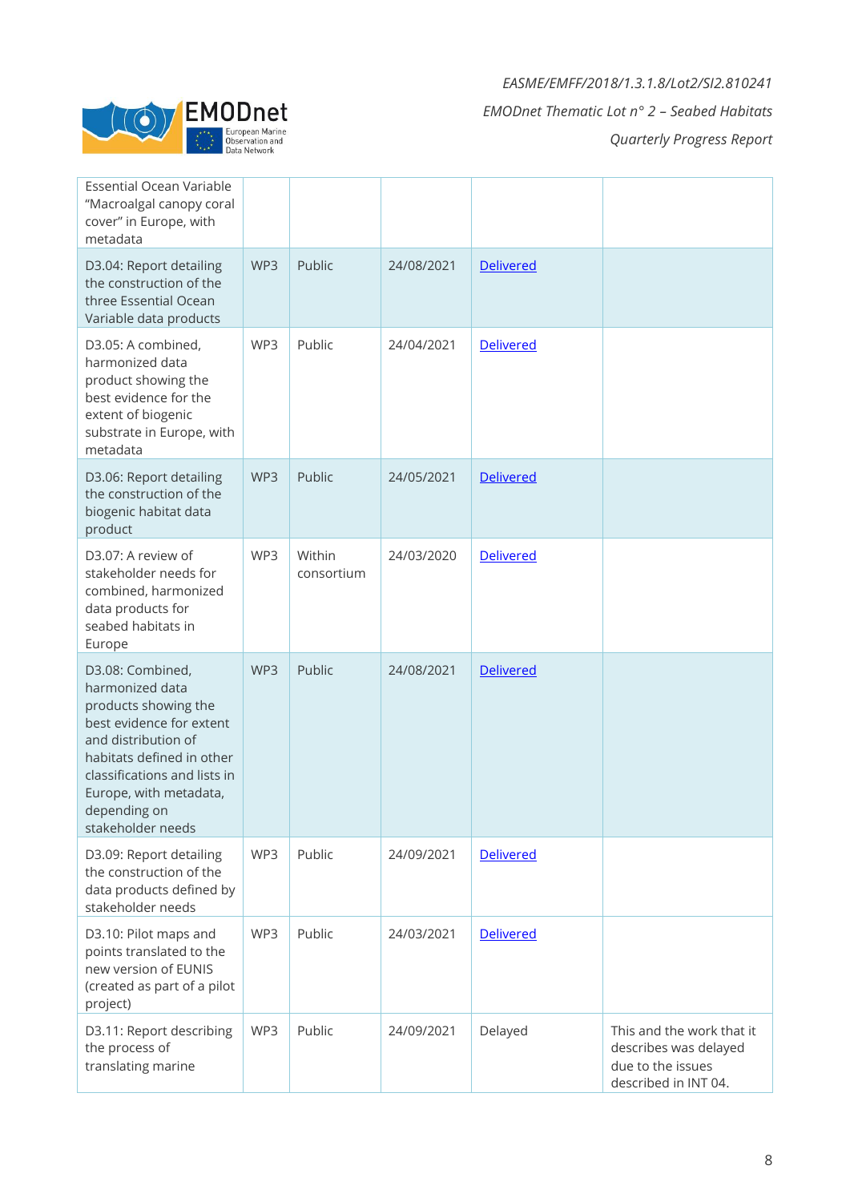| | | | | | |
|---|---|---|---|---|---|
| Essential Ocean Variable "Macroalgal canopy coral cover" in Europe, with metadata | | | | | |
| D3.04: Report detailing the construction of the three Essential Ocean Variable data products | WP3 | Public | 24/08/2021 | Delivered | |
| D3.05: A combined, harmonized data product showing the best evidence for the extent of biogenic substrate in Europe, with metadata | WP3 | Public | 24/04/2021 | Delivered | |
| D3.06: Report detailing the construction of the biogenic habitat data product | WP3 | Public | 24/05/2021 | Delivered | |
| D3.07: A review of stakeholder needs for combined, harmonized data products for seabed habitats in Europe | WP3 | Within consortium | 24/03/2020 | Delivered | |
| D3.08: Combined, harmonized data products showing the best evidence for extent and distribution of habitats defined in other classifications and lists in Europe, with metadata, depending on stakeholder needs | WP3 | Public | 24/08/2021 | Delivered | |
| D3.09: Report detailing the construction of the data products defined by stakeholder needs | WP3 | Public | 24/09/2021 | Delivered | |
| D3.10: Pilot maps and points translated to the new version of EUNIS (created as part of a pilot project) | WP3 | Public | 24/03/2021 | Delivered | |
| D3.11: Report describing the process of translating marine | WP3 | Public | 24/09/2021 | Delayed | This and the work that it describes was delayed due to the issues described in INT 04. |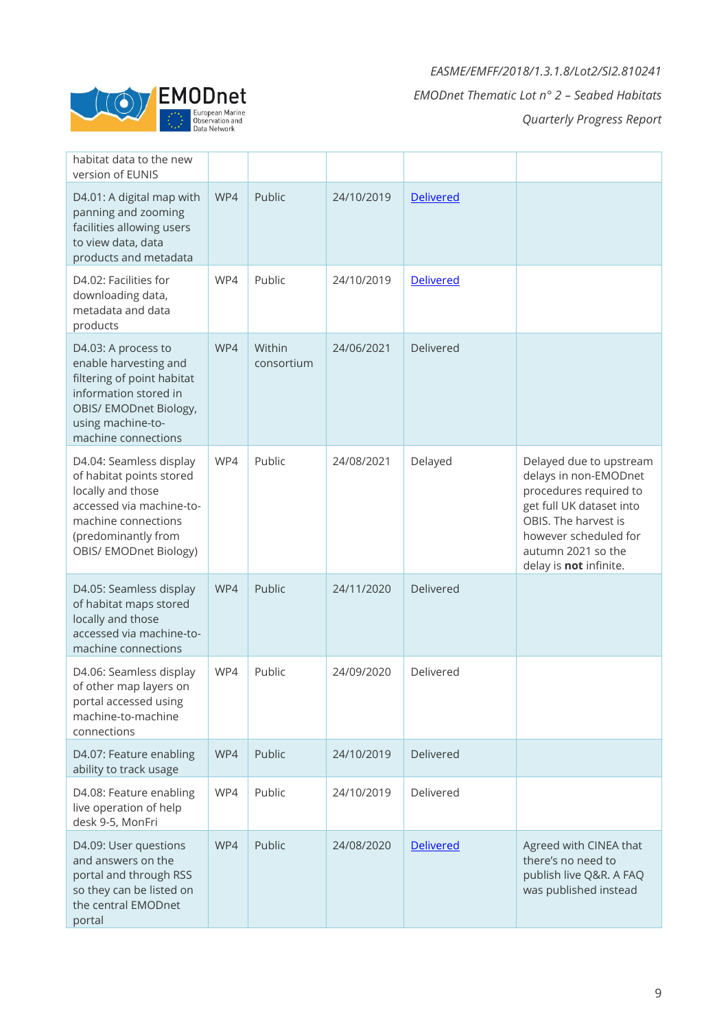| habitat data to the new version of EUNIS | | | | | |
|---|---|---|---|---|---|
| D4.01: A digital map with panning and zooming facilities allowing users to view data, data products and metadata | WP4 | Public | 24/10/2019 | Delivered | |
| D4.02: Facilities for downloading data, metadata and data products | WP4 | Public | 24/10/2019 | Delivered | |
| D4.03: A process to enable harvesting and filtering of point habitat information stored in OBIS/ EMODnet Biology, using machine-to-machine connections | WP4 | Within consortium | 24/06/2021 | Delivered | |
| D4.04: Seamless display of habitat points stored locally and those accessed via machine-to-machine connections (predominantly from OBIS/ EMODnet Biology) | WP4 | Public | 24/08/2021 | Delayed | Delayed due to upstream delays in non-EMODnet procedures required to get full UK dataset into OBIS. The harvest is however scheduled for autumn 2021 so the delay is **not** infinite. |
| D4.05: Seamless display of habitat maps stored locally and those accessed via machine-to-machine connections | WP4 | Public | 24/11/2020 | Delivered | |
| D4.06: Seamless display of other map layers on portal accessed using machine-to-machine connections | WP4 | Public | 24/09/2020 | Delivered | |
| D4.07: Feature enabling ability to track usage | WP4 | Public | 24/10/2019 | Delivered | |
| D4.08: Feature enabling live operation of help desk 9-5, MonFri | WP4 | Public | 24/10/2019 | Delivered | |
| D4.09: User questions and answers on the portal and through RSS so they can be listed on the central EMODnet portal | WP4 | Public | 24/08/2020 | Delivered | Agreed with CINEA that there's no need to publish live Q&R. A FAQ was published instead |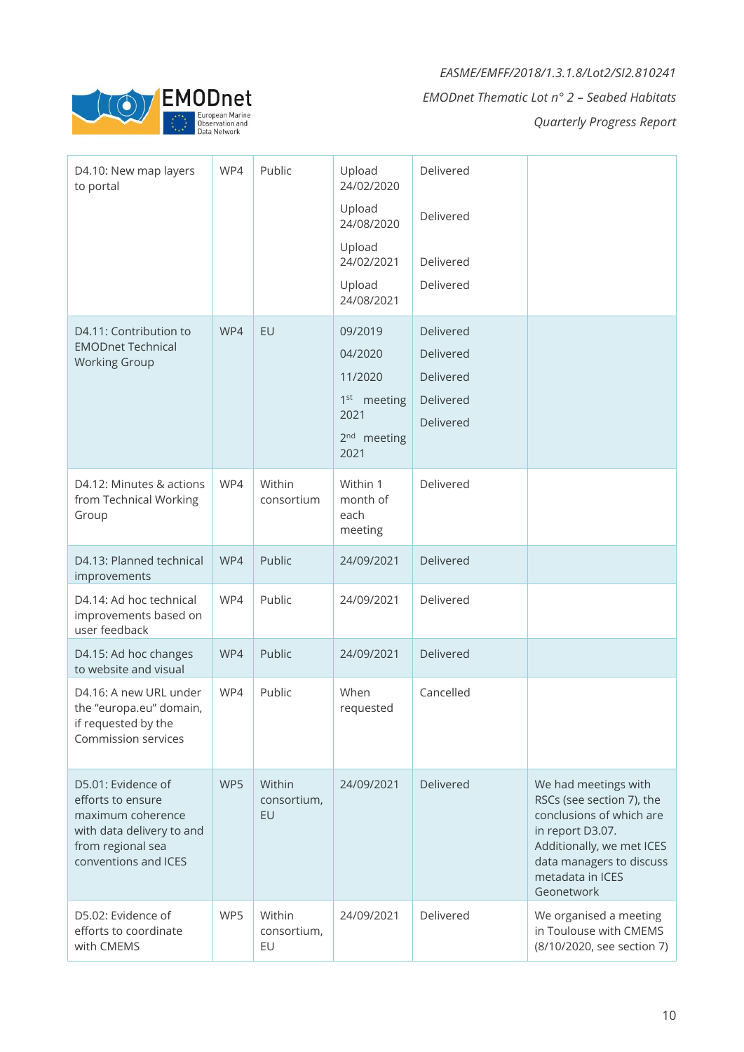| | | | | | |
|---|---|---|---|---|---|
| D4.10: New map layers to portal | WP4 | Public | Upload 24/02/2020<br>Upload 24/08/2020<br>Upload 24/02/2021<br>Upload 24/08/2021 | Delivered<br>Delivered<br>Delivered<br>Delivered | |
| D4.11: Contribution to EMODnet Technical Working Group | WP4 | EU | 09/2019<br>04/2020<br>11/2020<br>1st meeting 2021<br>2nd meeting 2021 | Delivered<br>Delivered<br>Delivered<br>Delivered<br>Delivered | |
| D4.12: Minutes & actions from Technical Working Group | WP4 | Within consortium | Within 1 month of each meeting | Delivered | |
| D4.13: Planned technical improvements | WP4 | Public | 24/09/2021 | Delivered | |
| D4.14: Ad hoc technical improvements based on user feedback | WP4 | Public | 24/09/2021 | Delivered | |
| D4.15: Ad hoc changes to website and visual | WP4 | Public | 24/09/2021 | Delivered | |
| D4.16: A new URL under the "europa.eu" domain, if requested by the Commission services | WP4 | Public | When requested | Cancelled | |
| D5.01: Evidence of efforts to ensure maximum coherence with data delivery to and from regional sea conventions and ICES | WP5 | Within consortium, EU | 24/09/2021 | Delivered | We had meetings with RSCs (see section 7), the conclusions of which are in report D3.07. Additionally, we met ICES data managers to discuss metadata in ICES Geonetwork |
| D5.02: Evidence of efforts to coordinate with CMEMS | WP5 | Within consortium, EU | 24/09/2021 | Delivered | We organised a meeting in Toulouse with CMEMS (8/10/2020, see section 7) |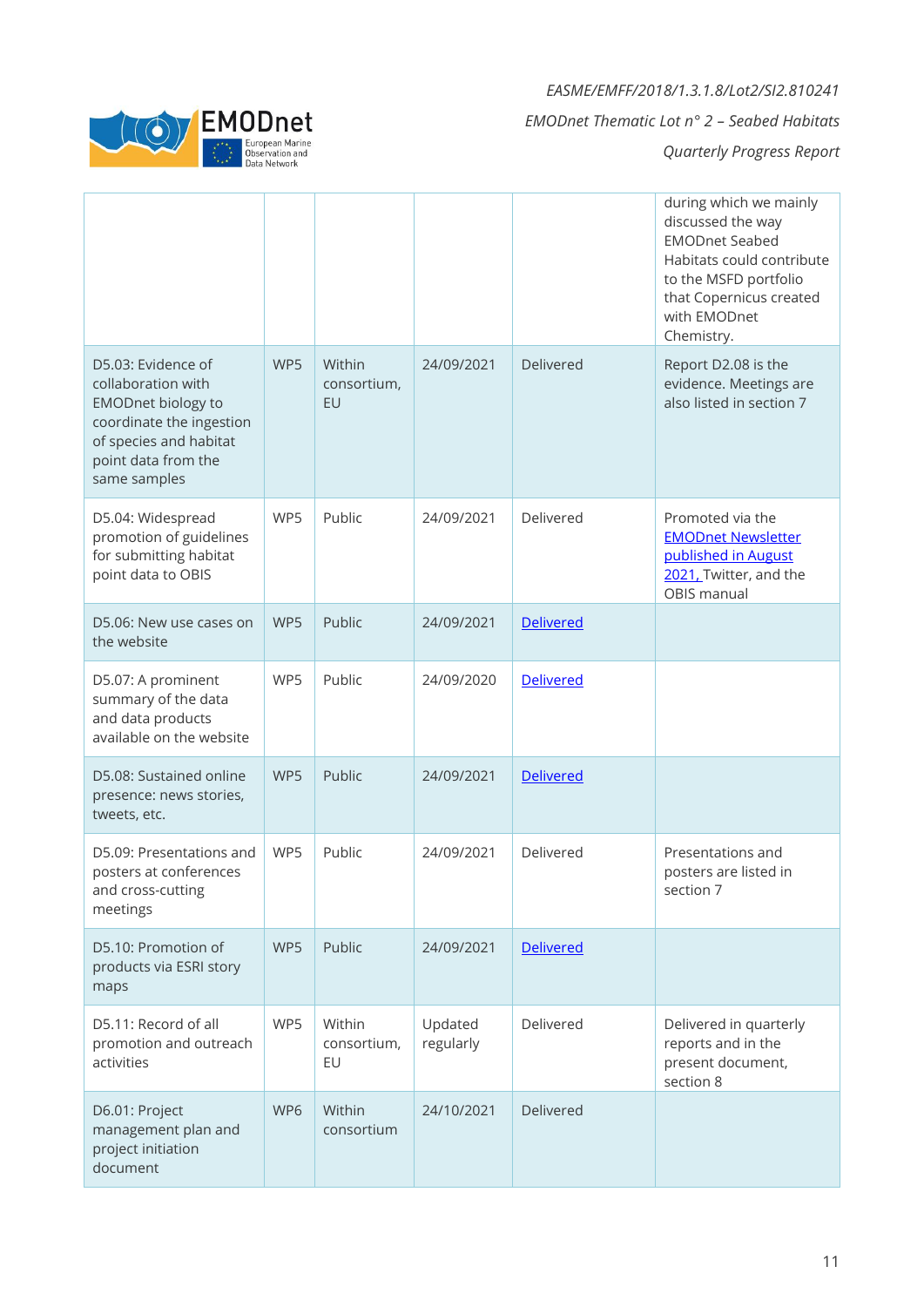| | | | | | |
|---|---|---|---|---|---|
| | | | | | during which we mainly discussed the way EMODnet Seabed Habitats could contribute to the MSFD portfolio that Copernicus created with EMODnet Chemistry. |
| D5.03: Evidence of collaboration with EMODnet biology to coordinate the ingestion of species and habitat point data from the same samples | WP5 | Within consortium, EU | 24/09/2021 | Delivered | Report D2.08 is the evidence. Meetings are also listed in section 7 |
| D5.04: Widespread promotion of guidelines for submitting habitat point data to OBIS | WP5 | Public | 24/09/2021 | Delivered | Promoted via the EMODnet Newsletter published in August 2021, Twitter, and the OBIS manual |
| D5.06: New use cases on the website | WP5 | Public | 24/09/2021 | Delivered | |
| D5.07: A prominent summary of the data and data products available on the website | WP5 | Public | 24/09/2020 | Delivered | |
| D5.08: Sustained online presence: news stories, tweets, etc. | WP5 | Public | 24/09/2021 | Delivered | |
| D5.09: Presentations and posters at conferences and cross-cutting meetings | WP5 | Public | 24/09/2021 | Delivered | Presentations and posters are listed in section 7 |
| D5.10: Promotion of products via ESRI story maps | WP5 | Public | 24/09/2021 | Delivered | |
| D5.11: Record of all promotion and outreach activities | WP5 | Within consortium, EU | Updated regularly | Delivered | Delivered in quarterly reports and in the present document, section 8 |
| D6.01: Project management plan and project initiation document | WP6 | Within consortium | 24/10/2021 | Delivered | |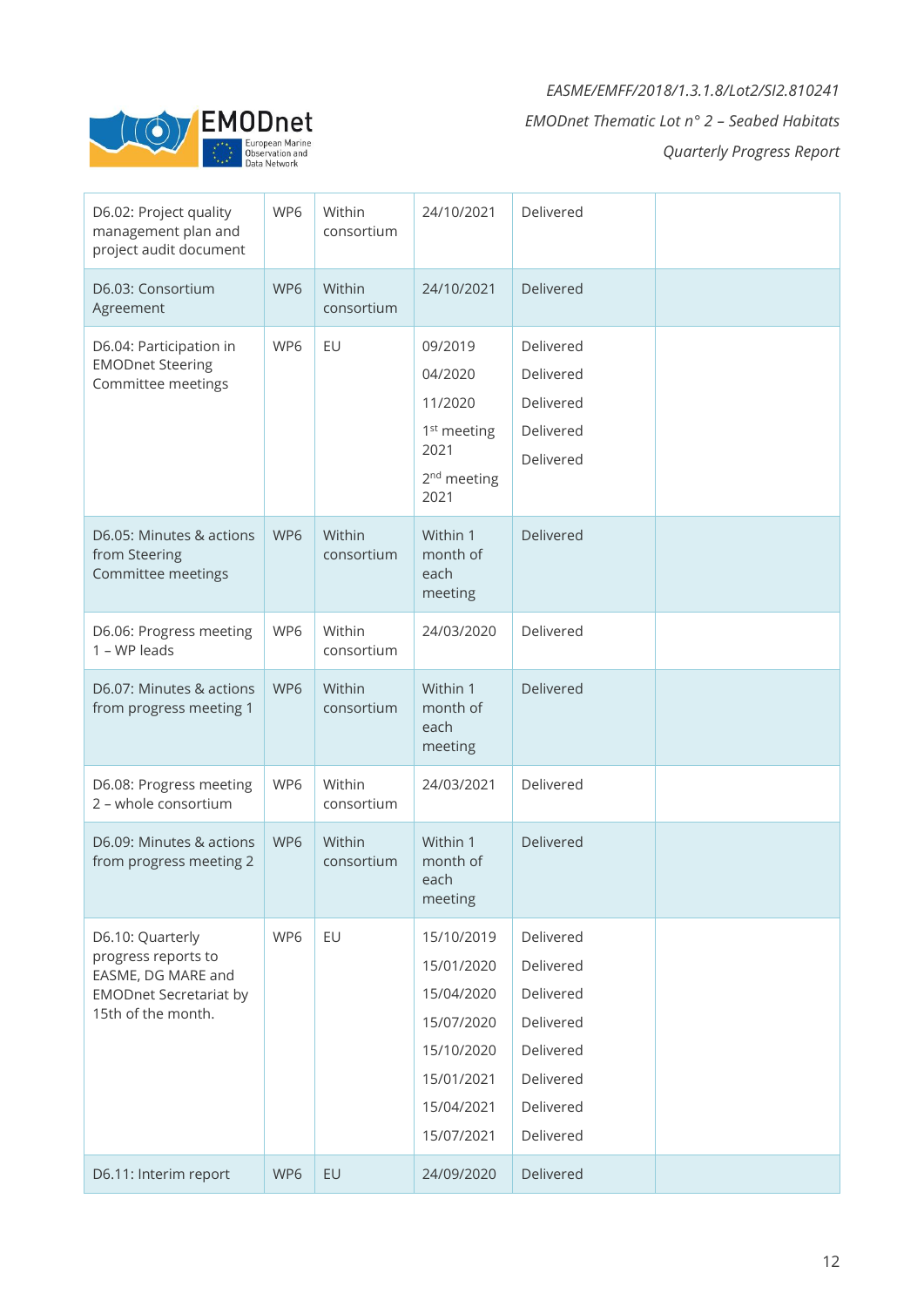| | | | | | |
|---|---|---|---|---|---|
| D6.02: Project quality management plan and project audit document | WP6 | Within consortium | 24/10/2021 | Delivered | |
| D6.03: Consortium Agreement | WP6 | Within consortium | 24/10/2021 | Delivered | |
| D6.04: Participation in EMODnet Steering Committee meetings | WP6 | EU | 09/2019<br>04/2020<br>11/2020<br>1st meeting 2021<br>2nd meeting 2021 | Delivered<br>Delivered<br>Delivered<br>Delivered<br>Delivered | |
| D6.05: Minutes & actions from Steering Committee meetings | WP6 | Within consortium | Within 1 month of each meeting | Delivered | |
| D6.06: Progress meeting 1 – WP leads | WP6 | Within consortium | 24/03/2020 | Delivered | |
| D6.07: Minutes & actions from progress meeting 1 | WP6 | Within consortium | Within 1 month of each meeting | Delivered | |
| D6.08: Progress meeting 2 – whole consortium | WP6 | Within consortium | 24/03/2021 | Delivered | |
| D6.09: Minutes & actions from progress meeting 2 | WP6 | Within consortium | Within 1 month of each meeting | Delivered | |
| D6.10: Quarterly progress reports to EASME, DG MARE and EMODnet Secretariat by 15th of the month. | WP6 | EU | 15/10/2019<br>15/01/2020<br>15/04/2020<br>15/07/2020<br>15/10/2020<br>15/01/2021<br>15/04/2021<br>15/07/2021 | Delivered<br>Delivered<br>Delivered<br>Delivered<br>Delivered<br>Delivered<br>Delivered<br>Delivered | |
| D6.11: Interim report | WP6 | EU | 24/09/2020 | Delivered | |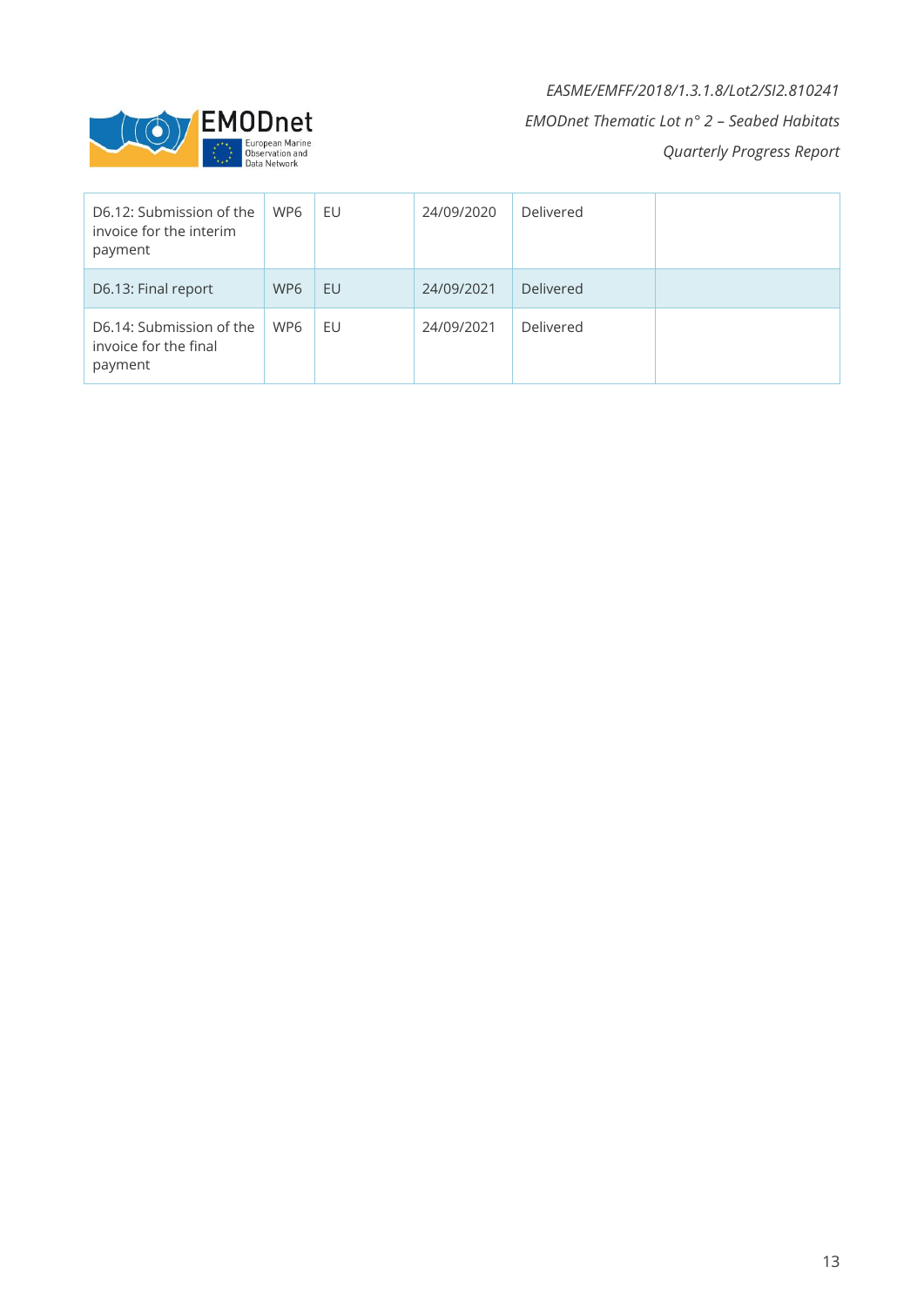| | | | | | |
|---|---|---|---|---|---|
| D6.12: Submission of the invoice for the interim payment | WP6 | EU | 24/09/2020 | Delivered | |
| D6.13: Final report | WP6 | EU | 24/09/2021 | Delivered | |
| D6.14: Submission of the invoice for the final payment | WP6 | EU | 24/09/2021 | Delivered | |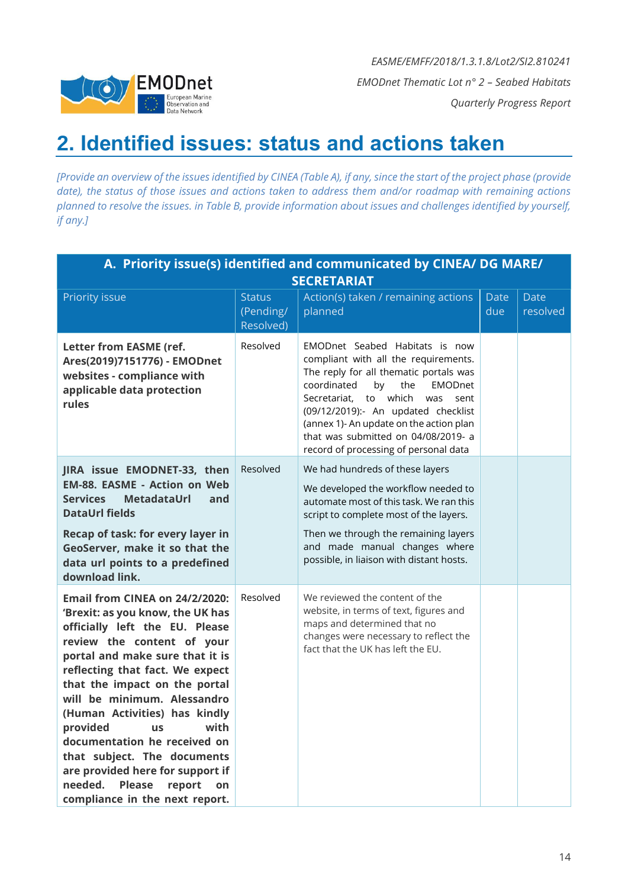# 2. Identified issues: status and actions taken

*[Provide an overview of the issues identified by CINEA (Table A), if any, since the start of the project phase (provide date), the status of those issues and actions taken to address them and/or roadmap with remaining actions planned to resolve the issues. in Table B, provide information about issues and challenges identified by yourself, if any.]*

| A. Priority issue(s) identified and communicated by CINEA/ DG MARE/ SECRETARIAT | | | | |
|---|---|---|---|---|
| Priority issue | Status (Pending/ Resolved) | Action(s) taken / remaining actions planned | Date due | Date resolved |
| **Letter from EASME (ref. Ares(2019)7151776) - EMODnet websites - compliance with applicable data protection rules** | Resolved | EMODnet Seabed Habitats is now compliant with all the requirements. The reply for all thematic portals was coordinated by the EMODnet Secretariat, to which was sent (09/12/2019):- An updated checklist (annex 1)- An update on the action plan that was submitted on 04/08/2019- a record of processing of personal data | | |
| **JIRA issue EMODNET-33, then EM-88. EASME - Action on Web Services MetadataUrl and DataUrl fields**<br><br>**Recap of task: for every layer in GeoServer, make it so that the data url points to a predefined download link.** | Resolved | We had hundreds of these layers<br><br>We developed the workflow needed to automate most of this task. We ran this script to complete most of the layers.<br><br>Then we through the remaining layers and made manual changes where possible, in liaison with distant hosts. | | |
| **Email from CINEA on 24/2/2020: 'Brexit: as you know, the UK has officially left the EU. Please review the content of your portal and make sure that it is reflecting that fact. We expect that the impact on the portal will be minimum. Alessandro (Human Activities) has kindly provided us with documentation he received on that subject. The documents are provided here for support if needed. Please report on compliance in the next report.** | Resolved | We reviewed the content of the website, in terms of text, figures and maps and determined that no changes were necessary to reflect the fact that the UK has left the EU. | | |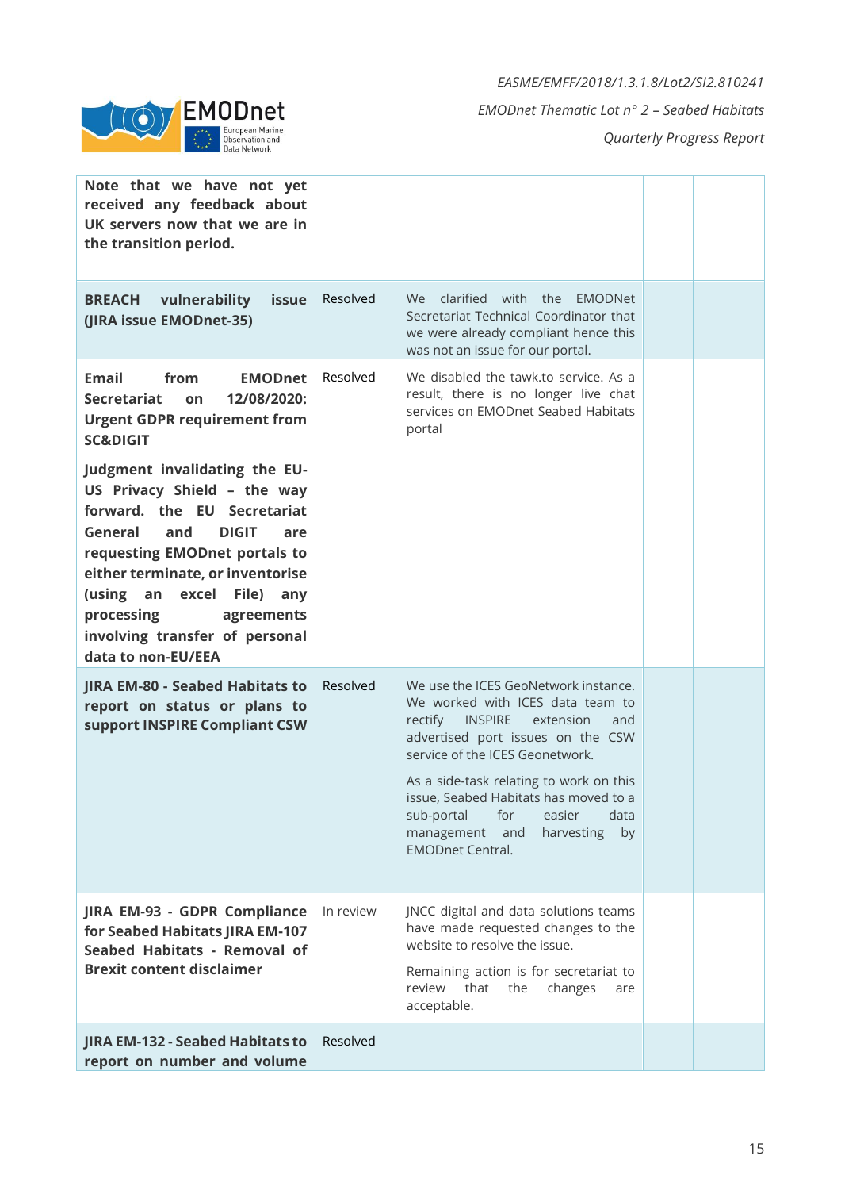| | | | | |
|---|---|---|---|---|
| **Note that we have not yet received any feedback about UK servers now that we are in the transition period.** | | | | |
| **BREACH vulnerability issue (JIRA issue EMODnet-35)** | Resolved | We clarified with the EMODNet Secretariat Technical Coordinator that we were already compliant hence this was not an issue for our portal. | | |
| **Email from EMODnet Secretariat on 12/08/2020: Urgent GDPR requirement from SC&DIGIT**<br><br>**Judgment invalidating the EU-US Privacy Shield – the way forward. the EU Secretariat General and DIGIT are requesting EMODnet portals to either terminate, or inventorise (using an excel File) any processing agreements involving transfer of personal data to non-EU/EEA** | Resolved | We disabled the tawk.to service. As a result, there is no longer live chat services on EMODnet Seabed Habitats portal | | |
| **JIRA EM-80 - Seabed Habitats to report on status or plans to support INSPIRE Compliant CSW** | Resolved | We use the ICES GeoNetwork instance. We worked with ICES data team to rectify INSPIRE extension and advertised port issues on the CSW service of the ICES Geonetwork.<br><br>As a side-task relating to work on this issue, Seabed Habitats has moved to a sub-portal for easier data management and harvesting by EMODnet Central. | | |
| **JIRA EM-93 - GDPR Compliance for Seabed Habitats JIRA EM-107 Seabed Habitats - Removal of Brexit content disclaimer** | In review | JNCC digital and data solutions teams have made requested changes to the website to resolve the issue.<br><br>Remaining action is for secretariat to review that the changes are acceptable. | | |
| **JIRA EM-132 - Seabed Habitats to report on number and volume** | Resolved | | | |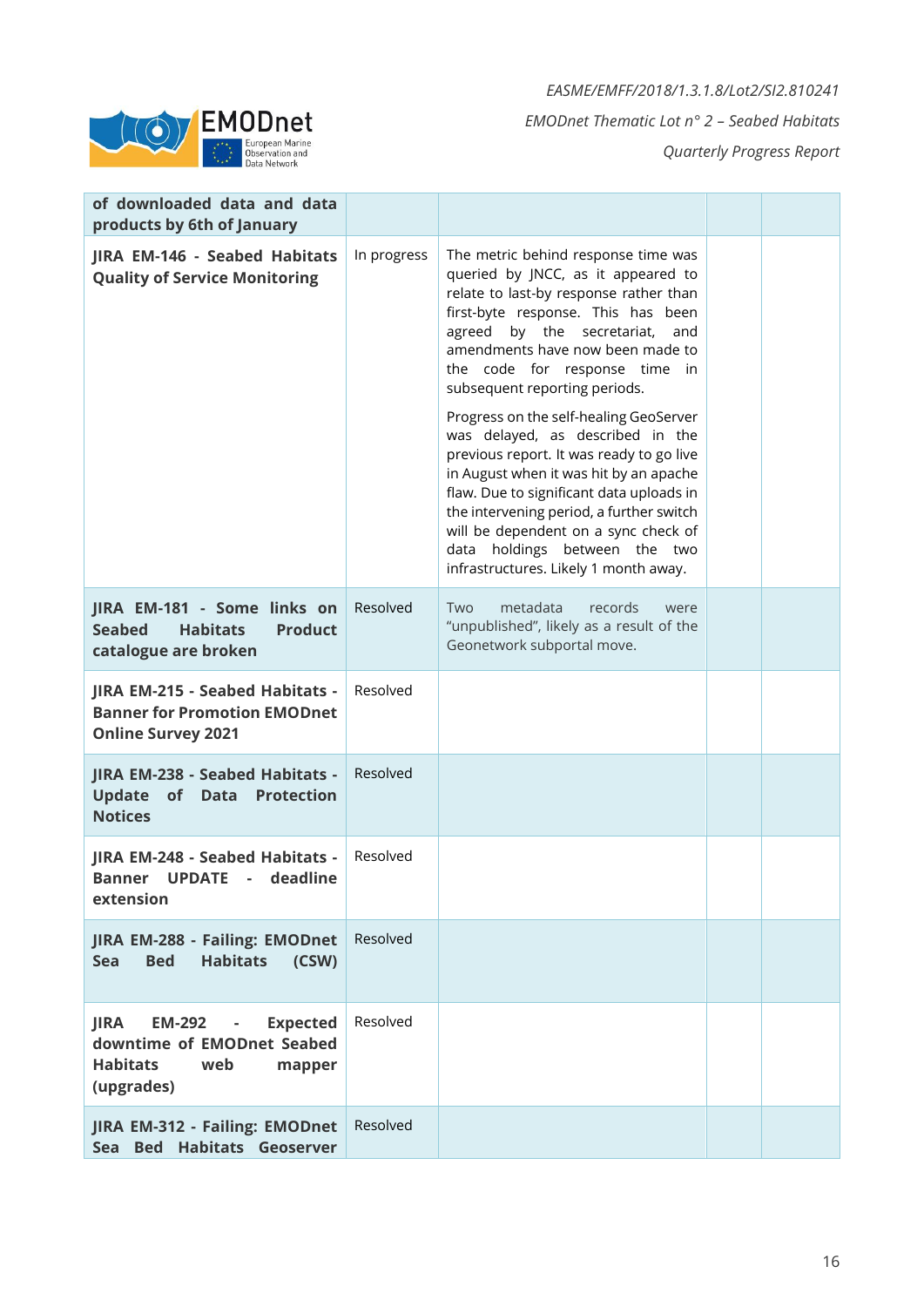| | | | | |
|---|---|---|---|---|
| **of downloaded data and data products by 6th of January** | | | | |
| **JIRA EM-146 - Seabed Habitats Quality of Service Monitoring** | In progress | The metric behind response time was queried by JNCC, as it appeared to relate to last-by response rather than first-byte response. This has been agreed by the secretariat, and amendments have now been made to the code for response time in subsequent reporting periods.<br><br>Progress on the self-healing GeoServer was delayed, as described in the previous report. It was ready to go live in August when it was hit by an apache flaw. Due to significant data uploads in the intervening period, a further switch will be dependent on a sync check of data holdings between the two infrastructures. Likely 1 month away. | | |
| **JIRA EM-181 - Some links on Seabed Habitats Product catalogue are broken** | Resolved | Two metadata records were "unpublished", likely as a result of the Geonetwork subportal move. | | |
| **JIRA EM-215 - Seabed Habitats - Banner for Promotion EMODnet Online Survey 2021** | Resolved | | | |
| **JIRA EM-238 - Seabed Habitats - Update of Data Protection Notices** | Resolved | | | |
| **JIRA EM-248 - Seabed Habitats - Banner UPDATE - deadline extension** | Resolved | | | |
| **JIRA EM-288 - Failing: EMODnet Sea Bed Habitats (CSW)** | Resolved | | | |
| **JIRA EM-292 - Expected downtime of EMODnet Seabed Habitats web mapper (upgrades)** | Resolved | | | |
| **JIRA EM-312 - Failing: EMODnet Sea Bed Habitats Geoserver** | Resolved | | | |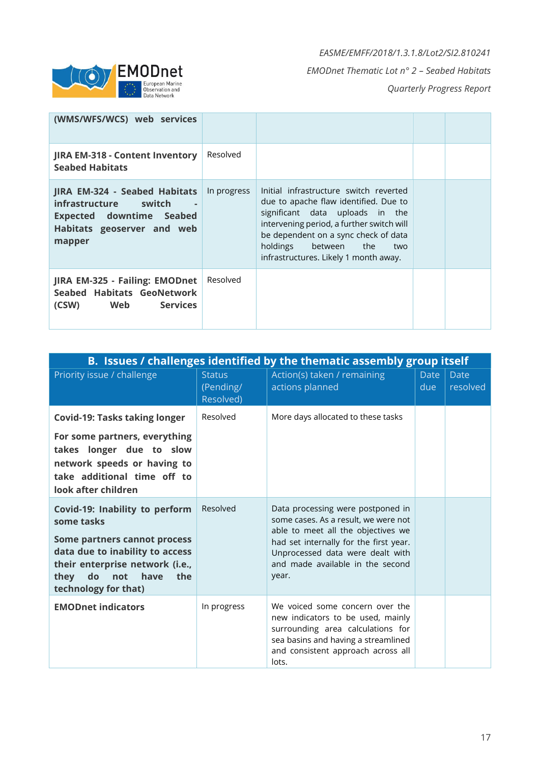| | | | | |
|---|---|---|---|---|
| **(WMS/WFS/WCS) web services** | | | | |
| **JIRA EM-318 - Content Inventory Seabed Habitats** | Resolved | | | |
| **JIRA EM-324 - Seabed Habitats infrastructure switch - Expected downtime Seabed Habitats geoserver and web mapper** | In progress | Initial infrastructure switch reverted due to apache flaw identified. Due to significant data uploads in the intervening period, a further switch will be dependent on a sync check of data holdings between the two infrastructures. Likely 1 month away. | | |
| **JIRA EM-325 - Failing: EMODnet Seabed Habitats GeoNetwork (CSW) Web Services** | Resolved | | | |

| **B. Issues / challenges identified by the thematic assembly group itself** | | | | |
|---|---|---|---|---|
| Priority issue / challenge | Status (Pending/ Resolved) | Action(s) taken / remaining actions planned | Date due | Date resolved |
| **Covid-19: Tasks taking longer**<br><br>**For some partners, everything takes longer due to slow network speeds or having to take additional time off to look after children** | Resolved | More days allocated to these tasks | | |
| **Covid-19: Inability to perform some tasks**<br><br>**Some partners cannot process data due to inability to access their enterprise network (i.e., they do not have the technology for that)** | Resolved | Data processing were postponed in some cases. As a result, we were not able to meet all the objectives we had set internally for the first year. Unprocessed data were dealt with and made available in the second year. | | |
| **EMODnet indicators** | In progress | We voiced some concern over the new indicators to be used, mainly surrounding area calculations for sea basins and having a streamlined and consistent approach across all lots. | | |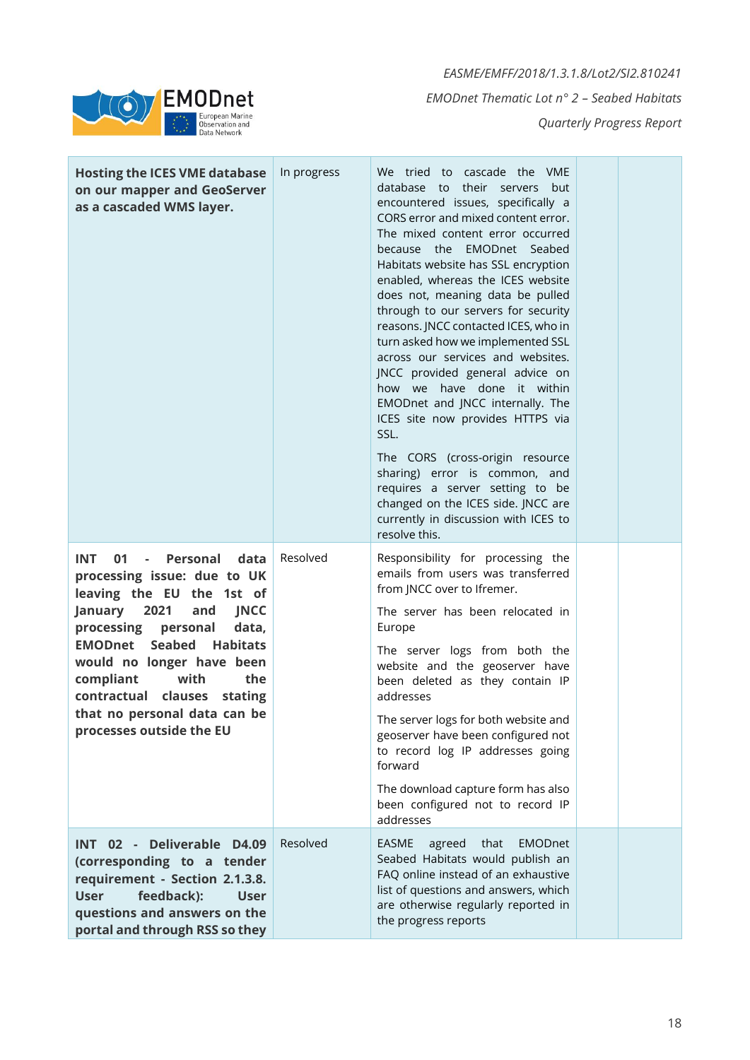| | | | | |
|---|---|---|---|---|
| **Hosting the ICES VME database on our mapper and GeoServer as a cascaded WMS layer.** | In progress | We tried to cascade the VME database to their servers but encountered issues, specifically a CORS error and mixed content error. The mixed content error occurred because the EMODnet Seabed Habitats website has SSL encryption enabled, whereas the ICES website does not, meaning data be pulled through to our servers for security reasons. JNCC contacted ICES, who in turn asked how we implemented SSL across our services and websites. JNCC provided general advice on how we have done it within EMODnet and JNCC internally. The ICES site now provides HTTPS via SSL.<br><br>The CORS (cross-origin resource sharing) error is common, and requires a server setting to be changed on the ICES side. JNCC are currently in discussion with ICES to resolve this. | | |
| **INT 01 - Personal data processing issue: due to UK leaving the EU the 1st of January 2021 and JNCC processing personal data, EMODnet Seabed Habitats would no longer have been compliant with the contractual clauses stating that no personal data can be processes outside the EU** | Resolved | Responsibility for processing the emails from users was transferred from JNCC over to Ifremer.<br><br>The server has been relocated in Europe<br><br>The server logs from both the website and the geoserver have been deleted as they contain IP addresses<br><br>The server logs for both website and geoserver have been configured not to record log IP addresses going forward<br><br>The download capture form has also been configured not to record IP addresses | | |
| **INT 02 - Deliverable D4.09 (corresponding to a tender requirement - Section 2.1.3.8. User feedback): User questions and answers on the portal and through RSS so they** | Resolved | EASME agreed that EMODnet Seabed Habitats would publish an FAQ online instead of an exhaustive list of questions and answers, which are otherwise regularly reported in the progress reports | | |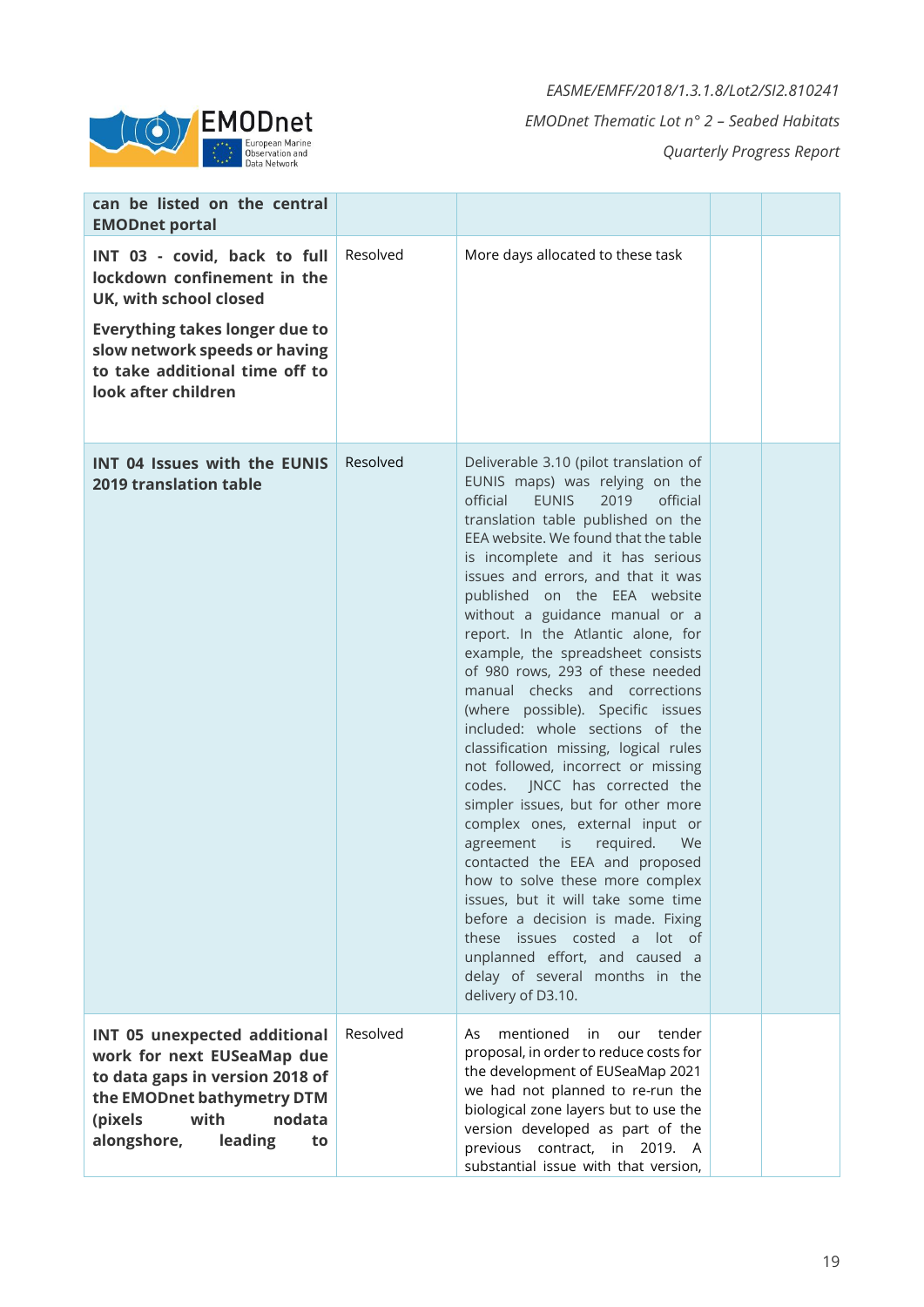| | | | | |
|---|---|---|---|---|
| **can be listed on the central EMODnet portal** | | | | |
| **INT 03 - covid, back to full lockdown confinement in the UK, with school closed**<br><br>**Everything takes longer due to slow network speeds or having to take additional time off to look after children** | Resolved | More days allocated to these task | | |
| **INT 04 Issues with the EUNIS 2019 translation table** | Resolved | Deliverable 3.10 (pilot translation of EUNIS maps) was relying on the official EUNIS 2019 official translation table published on the EEA website. We found that the table is incomplete and it has serious issues and errors, and that it was published on the EEA website without a guidance manual or a report. In the Atlantic alone, for example, the spreadsheet consists of 980 rows, 293 of these needed manual checks and corrections (where possible). Specific issues included: whole sections of the classification missing, logical rules not followed, incorrect or missing codes. JNCC has corrected the simpler issues, but for other more complex ones, external input or agreement is required. We contacted the EEA and proposed how to solve these more complex issues, but it will take some time before a decision is made. Fixing these issues costed a lot of unplanned effort, and caused a delay of several months in the delivery of D3.10. | | |
| **INT 05 unexpected additional work for next EUSeaMap due to data gaps in version 2018 of the EMODnet bathymetry DTM (pixels with nodata alongshore, leading to** | Resolved | As mentioned in our tender proposal, in order to reduce costs for the development of EUSeaMap 2021 we had not planned to re-run the biological zone layers but to use the version developed as part of the previous contract, in 2019. A substantial issue with that version, | | |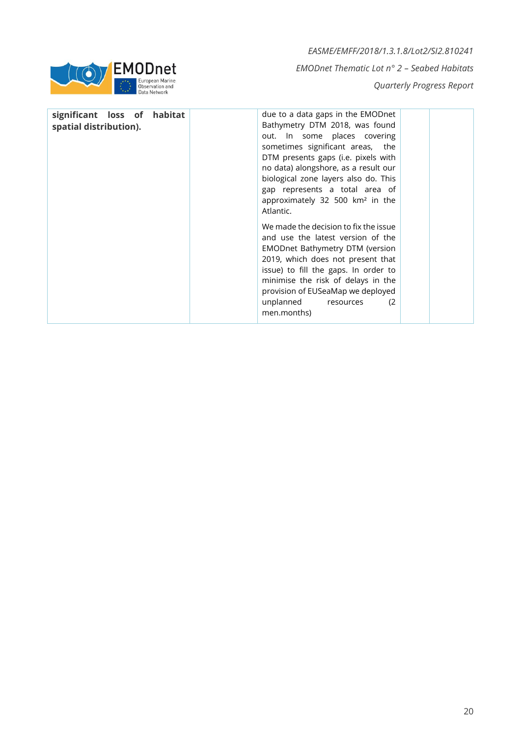| | | | | |
|---|---|---|---|---|
| **significant loss of habitat spatial distribution).** | | due to a data gaps in the EMODnet Bathymetry DTM 2018, was found out. In some places covering sometimes significant areas, the DTM presents gaps (i.e. pixels with no data) alongshore, as a result our biological zone layers also do. This gap represents a total area of approximately 32 500 km² in the Atlantic.<br><br>We made the decision to fix the issue and use the latest version of the EMODnet Bathymetry DTM (version 2019, which does not present that issue) to fill the gaps. In order to minimise the risk of delays in the provision of EUSeaMap we deployed unplanned resources (2 men.months) | | |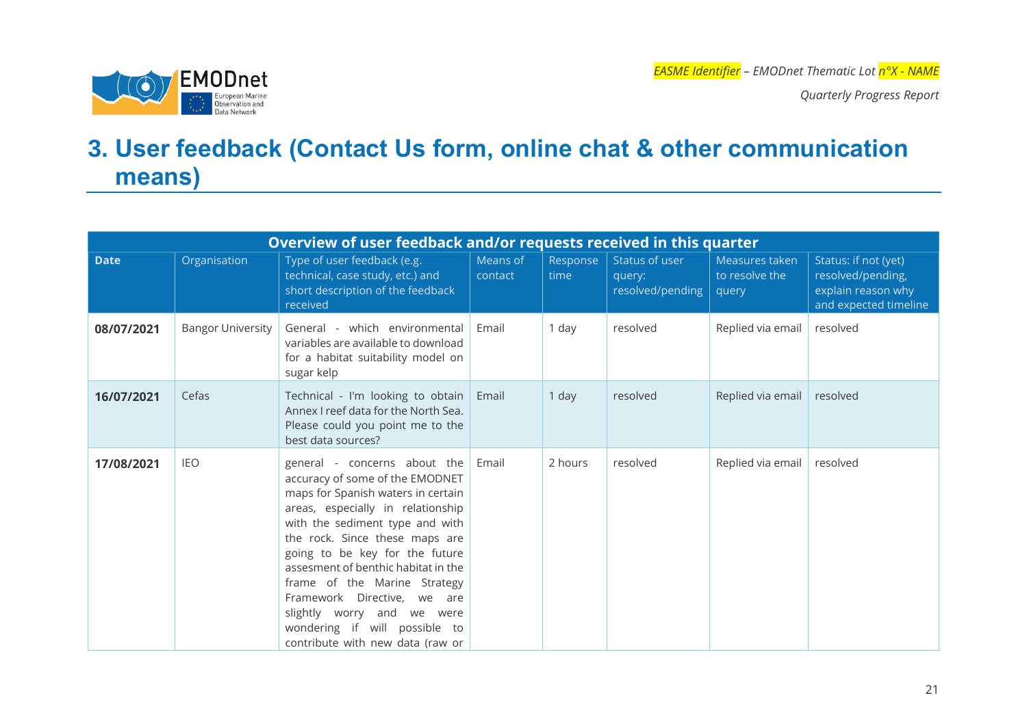# 3. User feedback (Contact Us form, online chat & other communication means)

| Overview of user feedback and/or requests received in this quarter | | | | | | | |
|---|---|---|---|---|---|---|---|
| **Date** | Organisation | Type of user feedback (e.g. technical, case study, etc.) and short description of the feedback received | Means of contact | Response time | Status of user query: resolved/pending | Measures taken to resolve the query | Status: if not (yet) resolved/pending, explain reason why and expected timeline |
| **08/07/2021** | Bangor University | General - which environmental variables are available to download for a habitat suitability model on sugar kelp | Email | 1 day | resolved | Replied via email | resolved |
| **16/07/2021** | Cefas | Technical - I'm looking to obtain Annex I reef data for the North Sea. Please could you point me to the best data sources? | Email | 1 day | resolved | Replied via email | resolved |
| **17/08/2021** | IEO | general - concerns about the accuracy of some of the EMODNET maps for Spanish waters in certain areas, especially in relationship with the sediment type and with the rock. Since these maps are going to be key for the future assesment of benthic habitat in the frame of the Marine Strategy Framework Directive, we are slightly worry and we were wondering if will possible to contribute with new data (raw or | Email | 2 hours | resolved | Replied via email | resolved |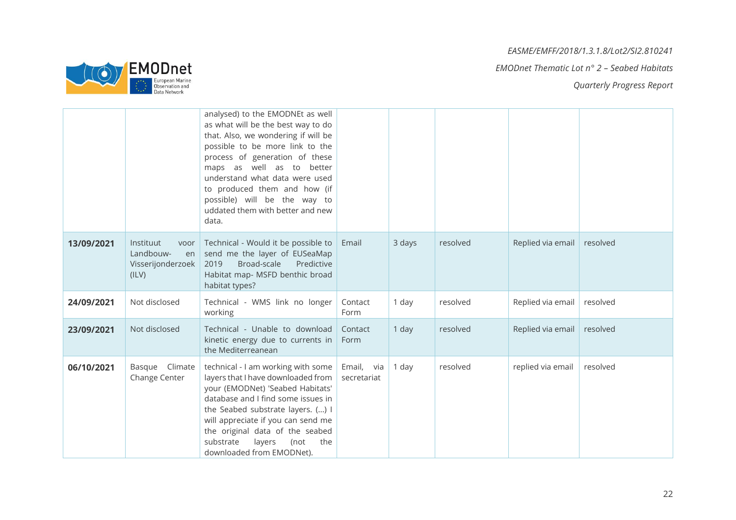| | | | | | | | |
|---|---|---|---|---|---|---|---|
| | | analysed) to the EMODNEt as well as what will be the best way to do that. Also, we wondering if will be possible to be more link to the process of generation of these maps as well as to better understand what data were used to produced them and how (if possible) will be the way to uddated them with better and new data. | | | | | |
| **13/09/2021** | Instituut voor Landbouw- en Visserijonderzoek (ILV) | Technical - Would it be possible to send me the layer of EUSeaMap 2019 Broad-scale Predictive Habitat map- MSFD benthic broad habitat types? | Email | 3 days | resolved | Replied via email | resolved |
| **24/09/2021** | Not disclosed | Technical - WMS link no longer working | Contact Form | 1 day | resolved | Replied via email | resolved |
| **23/09/2021** | Not disclosed | Technical - Unable to download kinetic energy due to currents in the Mediterreanean | Contact Form | 1 day | resolved | Replied via email | resolved |
| **06/10/2021** | Basque Climate Change Center | technical - I am working with some layers that I have downloaded from your (EMODNet) 'Seabed Habitats' database and I find some issues in the Seabed substrate layers. (...) I will appreciate if you can send me the original data of the seabed substrate layers (not the downloaded from EMODNet). | Email, via secretariat | 1 day | resolved | replied via email | resolved |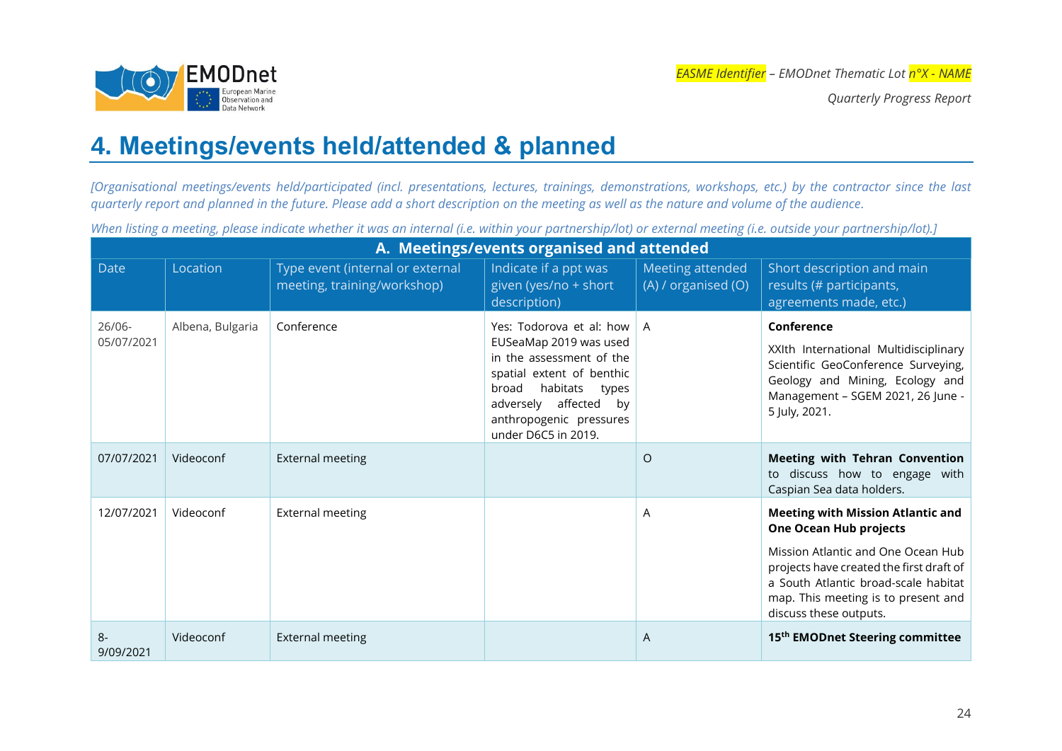# 4. Meetings/events held/attended & planned

*[Organisational meetings/events held/participated (incl. presentations, lectures, trainings, demonstrations, workshops, etc.) by the contractor since the last quarterly report and planned in the future. Please add a short description on the meeting as well as the nature and volume of the audience.*

*When listing a meeting, please indicate whether it was an internal (i.e. within your partnership/lot) or external meeting (i.e. outside your partnership/lot).]*

| A. Meetings/events organised and attended | | | | | |
|---|---|---|---|---|---|
| Date | Location | Type event (internal or external meeting, training/workshop) | Indicate if a ppt was given (yes/no + short description) | Meeting attended (A) / organised (O) | Short description and main results (# participants, agreements made, etc.) |
| 26/06-05/07/2021 | Albena, Bulgaria | Conference | Yes: Todorova et al: how EUSeaMap 2019 was used in the assessment of the spatial extent of benthic broad habitats types adversely affected by anthropogenic pressures under D6C5 in 2019. | A | **Conference** XXIth International Multidisciplinary Scientific GeoConference Surveying, Geology and Mining, Ecology and Management – SGEM 2021, 26 June - 5 July, 2021. |
| 07/07/2021 | Videoconf | External meeting | | O | **Meeting with Tehran Convention** to discuss how to engage with Caspian Sea data holders. |
| 12/07/2021 | Videoconf | External meeting | | A | **Meeting with Mission Atlantic and One Ocean Hub projects** Mission Atlantic and One Ocean Hub projects have created the first draft of a South Atlantic broad-scale habitat map. This meeting is to present and discuss these outputs. |
| 8-9/09/2021 | Videoconf | External meeting | | A | **15th EMODnet Steering committee** |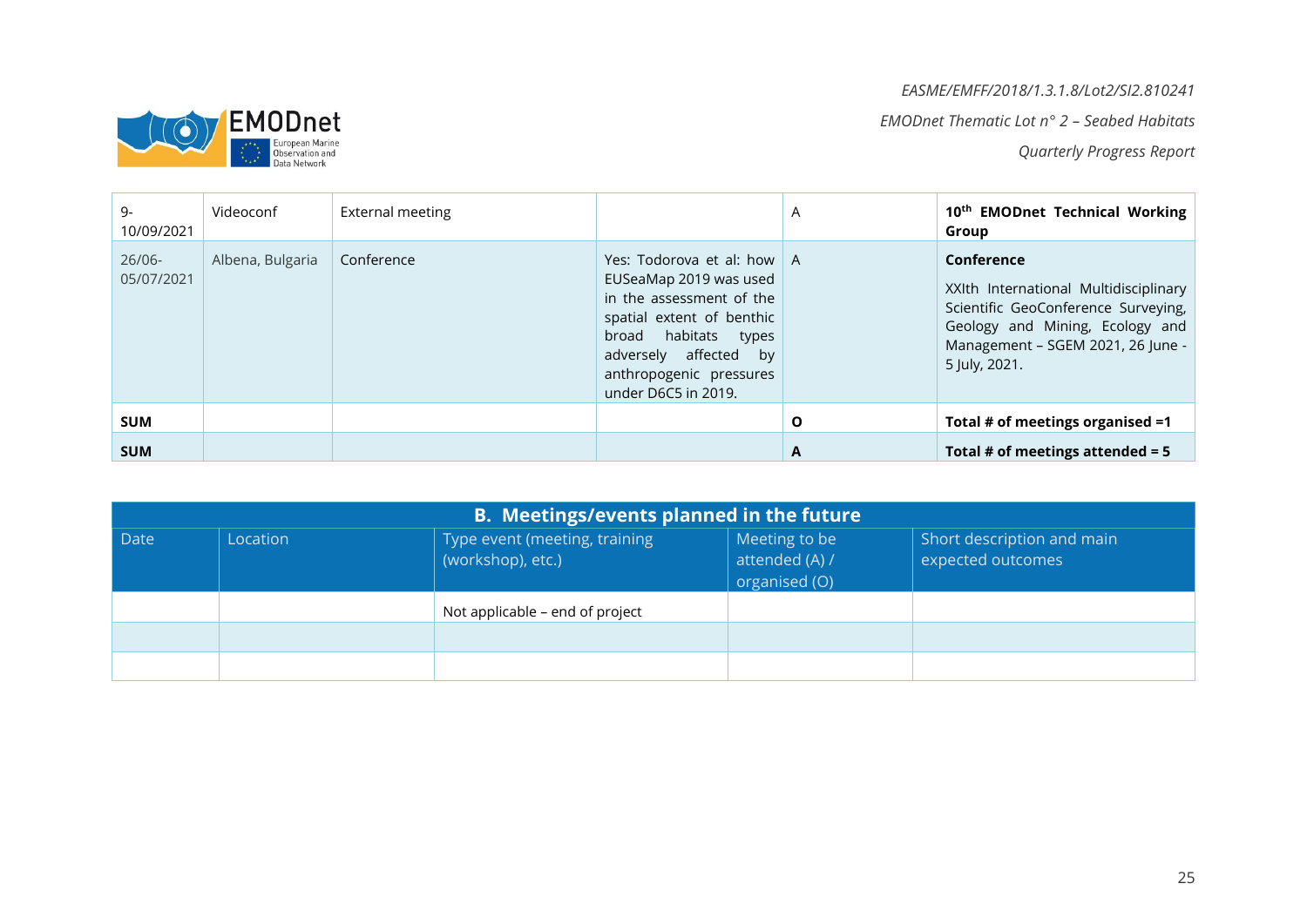| | | | | | |
|---|---|---|---|---|---|
| 9-10/09/2021 | Videoconf | External meeting | | A | **10th EMODnet Technical Working Group** |
| 26/06-05/07/2021 | Albena, Bulgaria | Conference | Yes: Todorova et al: how EUSeaMap 2019 was used in the assessment of the spatial extent of benthic broad habitats types adversely affected by anthropogenic pressures under D6C5 in 2019. | A | **Conference** XXIth International Multidisciplinary Scientific GeoConference Surveying, Geology and Mining, Ecology and Management – SGEM 2021, 26 June - 5 July, 2021. |
| **SUM** | | | | **O** | **Total # of meetings organised =1** |
| **SUM** | | | | **A** | **Total # of meetings attended = 5** |

| **B. Meetings/events planned in the future** | | | | |
|---|---|---|---|---|
| Date | Location | Type event (meeting, training (workshop), etc.) | Meeting to be attended (A) / organised (O) | Short description and main expected outcomes |
| | | Not applicable – end of project | | |
| | | | | |
| | | | | |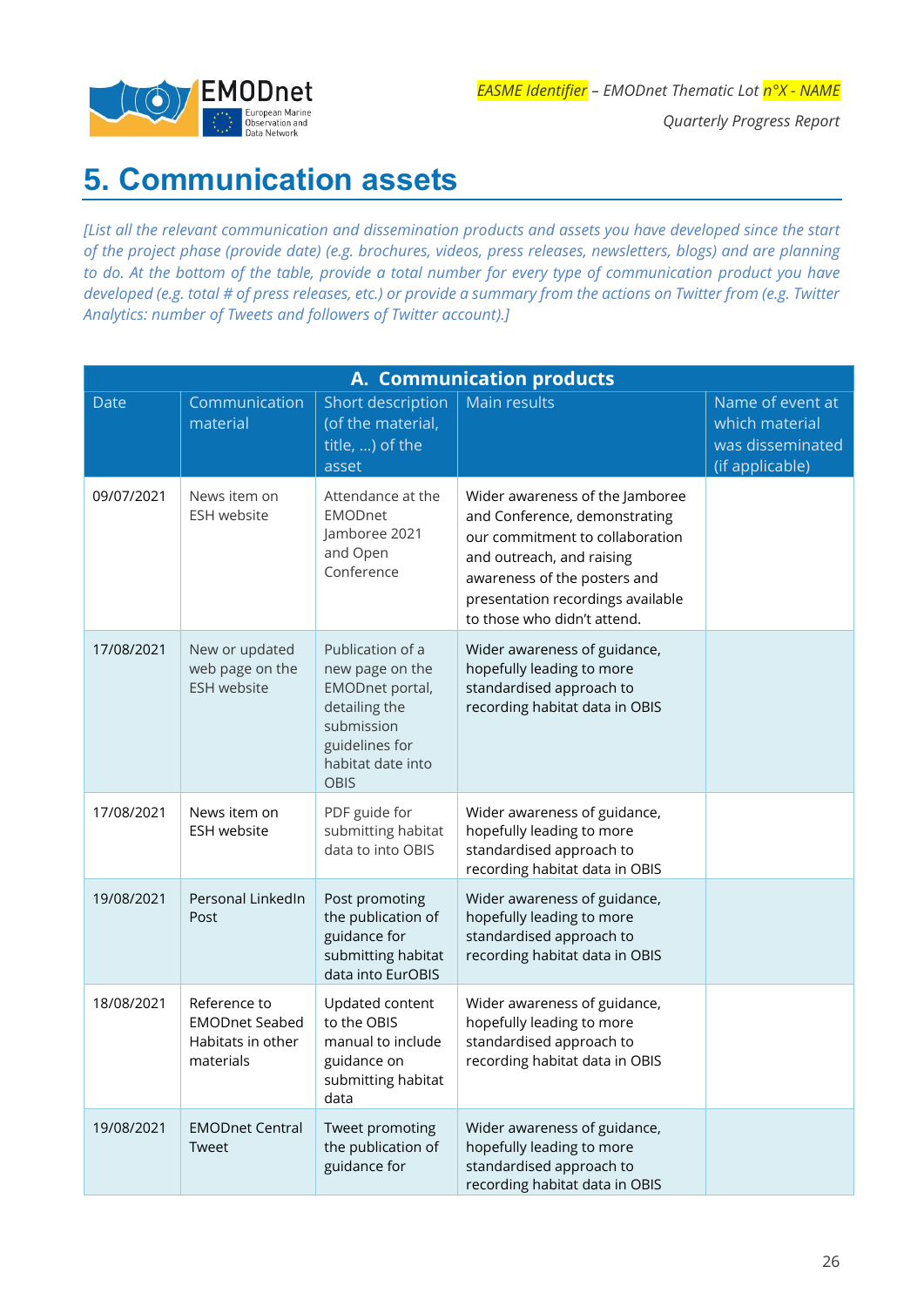# 5. Communication assets

*[List all the relevant communication and dissemination products and assets you have developed since the start of the project phase (provide date) (e.g. brochures, videos, press releases, newsletters, blogs) and are planning to do. At the bottom of the table, provide a total number for every type of communication product you have developed (e.g. total # of press releases, etc.) or provide a summary from the actions on Twitter from (e.g. Twitter Analytics: number of Tweets and followers of Twitter account).]*

| A. Communication products | | | | |
|---|---|---|---|---|
| Date | Communication material | Short description (of the material, title, ...) of the asset | Main results | Name of event at which material was disseminated (if applicable) |
| 09/07/2021 | News item on ESH website | Attendance at the EMODnet Jamboree 2021 and Open Conference | Wider awareness of the Jamboree and Conference, demonstrating our commitment to collaboration and outreach, and raising awareness of the posters and presentation recordings available to those who didn't attend. | |
| 17/08/2021 | New or updated web page on the ESH website | Publication of a new page on the EMODnet portal, detailing the submission guidelines for habitat date into OBIS | Wider awareness of guidance, hopefully leading to more standardised approach to recording habitat data in OBIS | |
| 17/08/2021 | News item on ESH website | PDF guide for submitting habitat data to into OBIS | Wider awareness of guidance, hopefully leading to more standardised approach to recording habitat data in OBIS | |
| 19/08/2021 | Personal LinkedIn Post | Post promoting the publication of guidance for submitting habitat data into EurOBIS | Wider awareness of guidance, hopefully leading to more standardised approach to recording habitat data in OBIS | |
| 18/08/2021 | Reference to EMODnet Seabed Habitats in other materials | Updated content to the OBIS manual to include guidance on submitting habitat data | Wider awareness of guidance, hopefully leading to more standardised approach to recording habitat data in OBIS | |
| 19/08/2021 | EMODnet Central Tweet | Tweet promoting the publication of guidance for | Wider awareness of guidance, hopefully leading to more standardised approach to recording habitat data in OBIS | |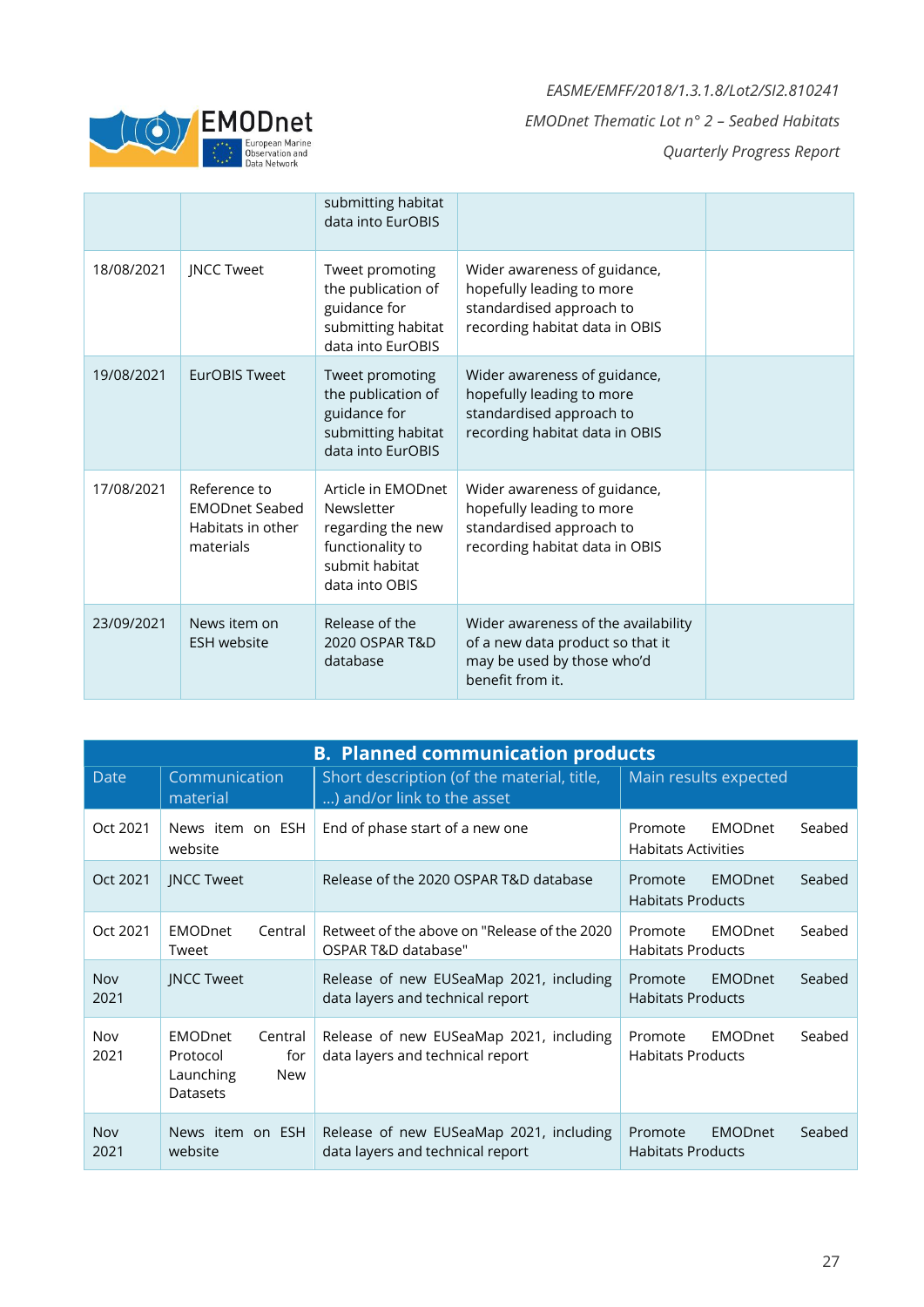| | | | | |
|---|---|---|---|---|
| | | submitting habitat data into EurOBIS | | |
| 18/08/2021 | JNCC Tweet | Tweet promoting the publication of guidance for submitting habitat data into EurOBIS | Wider awareness of guidance, hopefully leading to more standardised approach to recording habitat data in OBIS | |
| 19/08/2021 | EurOBIS Tweet | Tweet promoting the publication of guidance for submitting habitat data into EurOBIS | Wider awareness of guidance, hopefully leading to more standardised approach to recording habitat data in OBIS | |
| 17/08/2021 | Reference to EMODnet Seabed Habitats in other materials | Article in EMODnet Newsletter regarding the new functionality to submit habitat data into OBIS | Wider awareness of guidance, hopefully leading to more standardised approach to recording habitat data in OBIS | |
| 23/09/2021 | News item on ESH website | Release of the 2020 OSPAR T&D database | Wider awareness of the availability of a new data product so that it may be used by those who'd benefit from it. | |

**B. Planned communication products**

| Date | Communication material | Short description (of the material, title, ...) and/or link to the asset | Main results expected |
|---|---|---|---|
| Oct 2021 | News item on ESH website | End of phase start of a new one | Promote EMODnet Seabed Habitats Activities |
| Oct 2021 | JNCC Tweet | Release of the 2020 OSPAR T&D database | Promote EMODnet Seabed Habitats Products |
| Oct 2021 | EMODnet Central Tweet | Retweet of the above on "Release of the 2020 OSPAR T&D database" | Promote EMODnet Seabed Habitats Products |
| Nov 2021 | JNCC Tweet | Release of new EUSeaMap 2021, including data layers and technical report | Promote EMODnet Seabed Habitats Products |
| Nov 2021 | EMODnet Central Protocol for Launching New Datasets | Release of new EUSeaMap 2021, including data layers and technical report | Promote EMODnet Seabed Habitats Products |
| Nov 2021 | News item on ESH website | Release of new EUSeaMap 2021, including data layers and technical report | Promote EMODnet Seabed Habitats Products |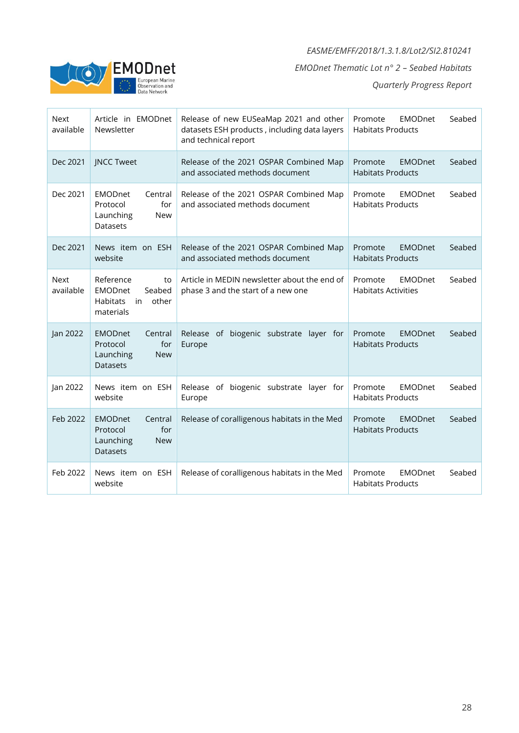| | | | |
|---|---|---|---|
| Next available | Article in EMODnet Newsletter | Release of new EUSeaMap 2021 and other datasets ESH products , including data layers and technical report | Promote EMODnet Seabed Habitats Products |
| Dec 2021 | JNCC Tweet | Release of the 2021 OSPAR Combined Map and associated methods document | Promote EMODnet Seabed Habitats Products |
| Dec 2021 | EMODnet Central Protocol for Launching New Datasets | Release of the 2021 OSPAR Combined Map and associated methods document | Promote EMODnet Seabed Habitats Products |
| Dec 2021 | News item on ESH website | Release of the 2021 OSPAR Combined Map and associated methods document | Promote EMODnet Seabed Habitats Products |
| Next available | Reference to EMODnet Seabed Habitats in other materials | Article in MEDIN newsletter about the end of phase 3 and the start of a new one | Promote EMODnet Seabed Habitats Activities |
| Jan 2022 | EMODnet Central Protocol for Launching New Datasets | Release of biogenic substrate layer for Europe | Promote EMODnet Seabed Habitats Products |
| Jan 2022 | News item on ESH website | Release of biogenic substrate layer for Europe | Promote EMODnet Seabed Habitats Products |
| Feb 2022 | EMODnet Central Protocol for Launching New Datasets | Release of coralligenous habitats in the Med | Promote EMODnet Seabed Habitats Products |
| Feb 2022 | News item on ESH website | Release of coralligenous habitats in the Med | Promote EMODnet Seabed Habitats Products |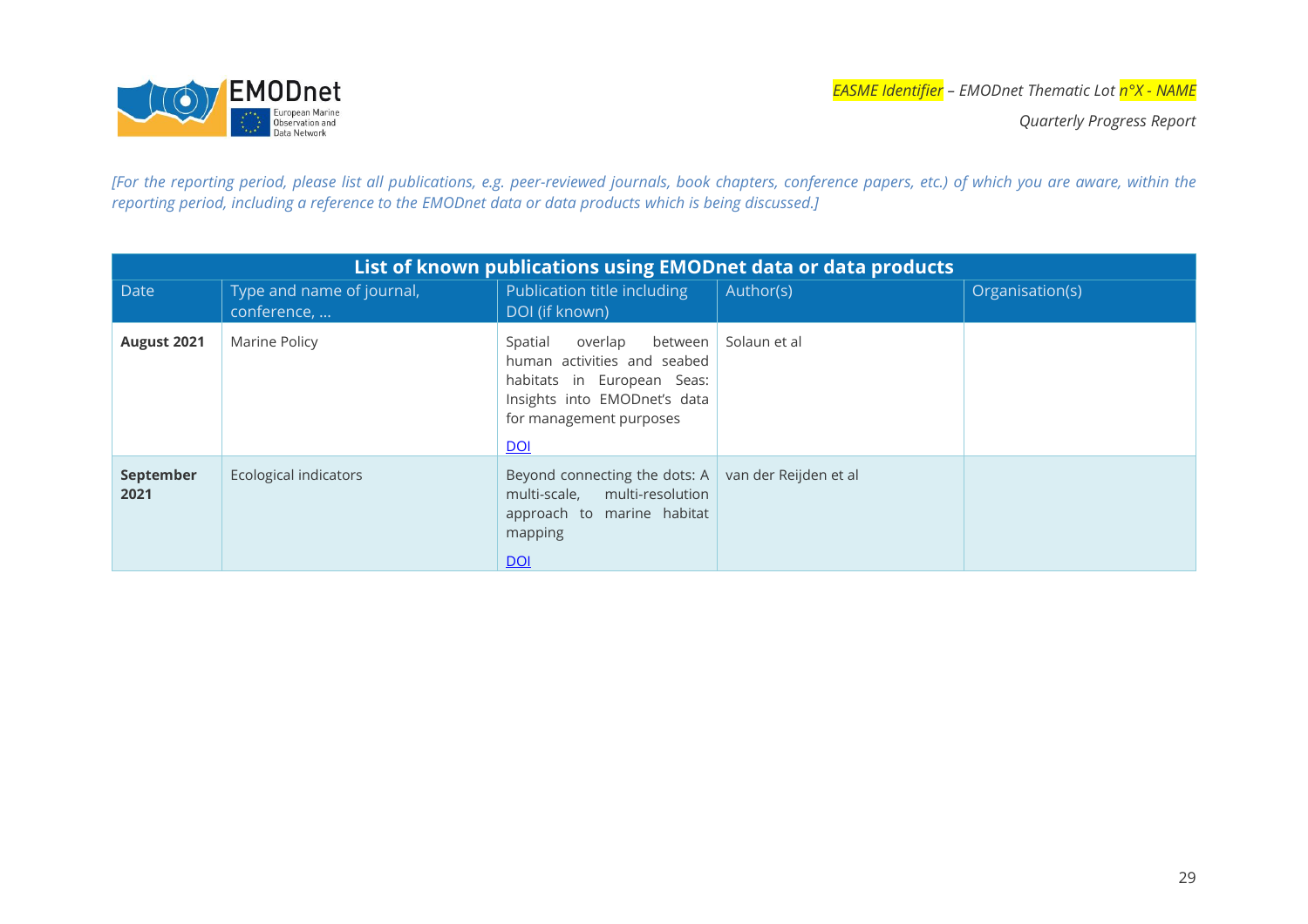*[For the reporting period, please list all publications, e.g. peer-reviewed journals, book chapters, conference papers, etc.) of which you are aware, within the reporting period, including a reference to the EMODnet data or data products which is being discussed.]*

| List of known publications using EMODnet data or data products | | | | |
|---|---|---|---|---|
| Date | Type and name of journal, conference, … | Publication title including DOI (if known) | Author(s) | Organisation(s) |
| **August 2021** | Marine Policy | Spatial overlap between human activities and seabed habitats in European Seas: Insights into EMODnet's data for management purposes [DOI] | Solaun et al | |
| **September 2021** | Ecological indicators | Beyond connecting the dots: A multi-scale, multi-resolution approach to marine habitat mapping [DOI] | van der Reijden et al | |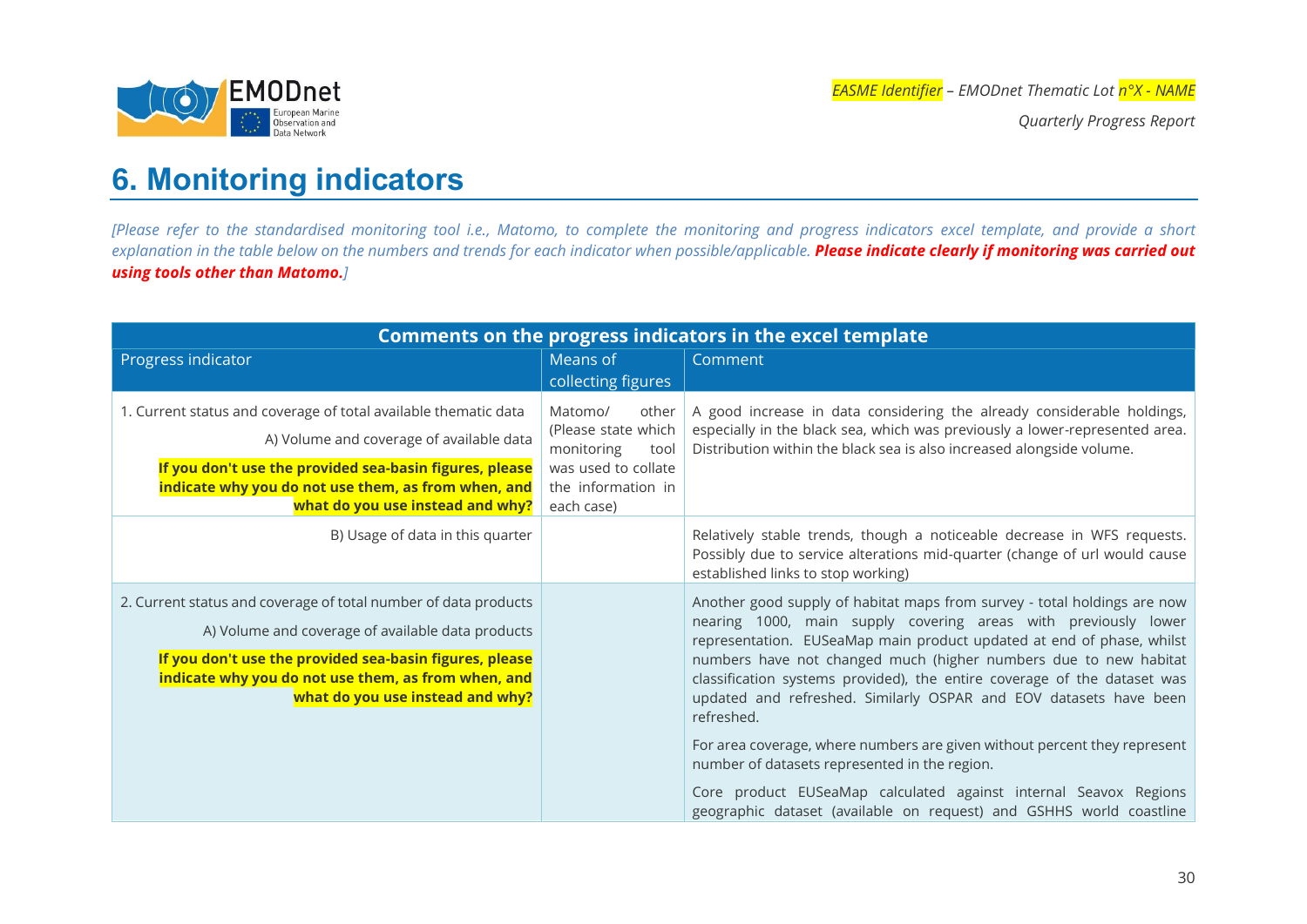# 6. Monitoring indicators

*[Please refer to the standardised monitoring tool i.e., Matomo, to complete the monitoring and progress indicators excel template, and provide a short explanation in the table below on the numbers and trends for each indicator when possible/applicable.* ***Please indicate clearly if monitoring was carried out using tools other than Matomo.****]*

| Comments on the progress indicators in the excel template | | |
|---|---|---|
| Progress indicator | Means of collecting figures | Comment |
| 1. Current status and coverage of total available thematic data<br>A) Volume and coverage of available data<br>**If you don't use the provided sea-basin figures, please indicate why you do not use them, as from when, and what do you use instead and why?** | Matomo/ other (Please state which monitoring tool was used to collate the information in each case) | A good increase in data considering the already considerable holdings, especially in the black sea, which was previously a lower-represented area. Distribution within the black sea is also increased alongside volume. |
| B) Usage of data in this quarter | | Relatively stable trends, though a noticeable decrease in WFS requests. Possibly due to service alterations mid-quarter (change of url would cause established links to stop working) |
| 2. Current status and coverage of total number of data products<br>A) Volume and coverage of available data products<br>**If you don't use the provided sea-basin figures, please indicate why you do not use them, as from when, and what do you use instead and why?** | | Another good supply of habitat maps from survey - total holdings are now nearing 1000, main supply covering areas with previously lower representation. EUSeaMap main product updated at end of phase, whilst numbers have not changed much (higher numbers due to new habitat classification systems provided), the entire coverage of the dataset was updated and refreshed. Similarly OSPAR and EOV datasets have been refreshed.<br>For area coverage, where numbers are given without percent they represent number of datasets represented in the region.<br>Core product EUSeaMap calculated against internal Seavox Regions geographic dataset (available on request) and GSHHS world coastline |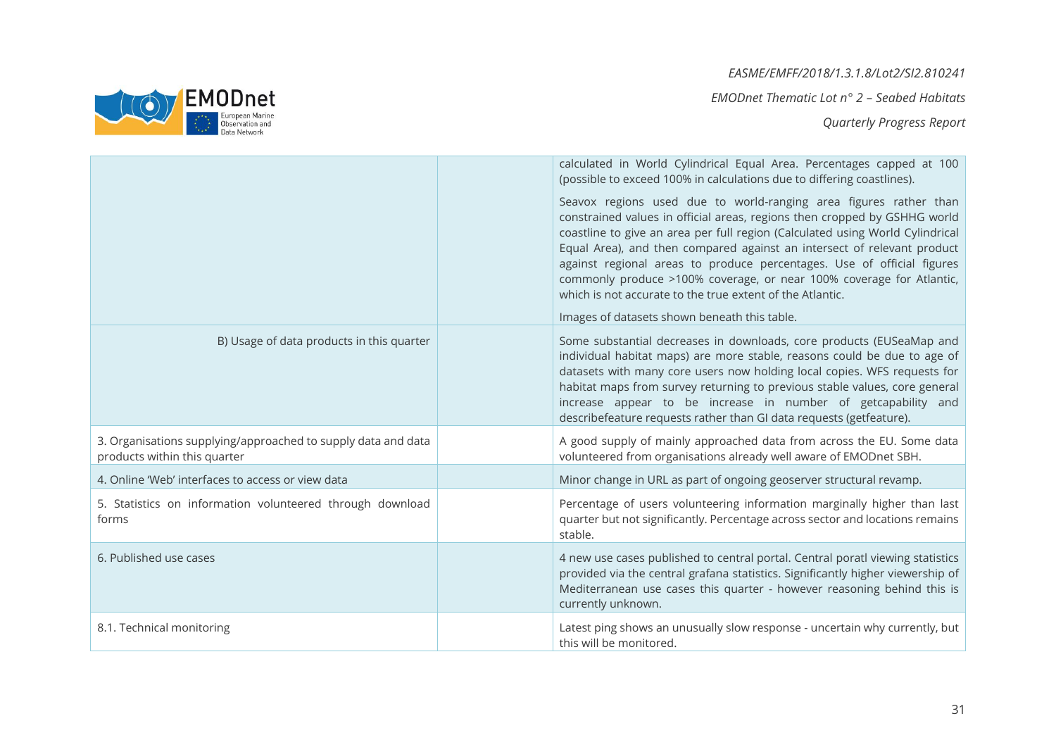| | | |
|---|---|---|
| | | calculated in World Cylindrical Equal Area. Percentages capped at 100 (possible to exceed 100% in calculations due to differing coastlines). Seavox regions used due to world-ranging area figures rather than constrained values in official areas, regions then cropped by GSHHG world coastline to give an area per full region (Calculated using World Cylindrical Equal Area), and then compared against an intersect of relevant product against regional areas to produce percentages. Use of official figures commonly produce >100% coverage, or near 100% coverage for Atlantic, which is not accurate to the true extent of the Atlantic. Images of datasets shown beneath this table. |
| B) Usage of data products in this quarter | | Some substantial decreases in downloads, core products (EUSeaMap and individual habitat maps) are more stable, reasons could be due to age of datasets with many core users now holding local copies. WFS requests for habitat maps from survey returning to previous stable values, core general increase appear to be increase in number of getcapability and describefeature requests rather than GI data requests (getfeature). |
| 3. Organisations supplying/approached to supply data and data products within this quarter | | A good supply of mainly approached data from across the EU. Some data volunteered from organisations already well aware of EMODnet SBH. |
| 4. Online 'Web' interfaces to access or view data | | Minor change in URL as part of ongoing geoserver structural revamp. |
| 5. Statistics on information volunteered through download forms | | Percentage of users volunteering information marginally higher than last quarter but not significantly. Percentage across sector and locations remains stable. |
| 6. Published use cases | | 4 new use cases published to central portal. Central poratl viewing statistics provided via the central grafana statistics. Significantly higher viewership of Mediterranean use cases this quarter - however reasoning behind this is currently unknown. |
| 8.1. Technical monitoring | | Latest ping shows an unusually slow response - uncertain why currently, but this will be monitored. |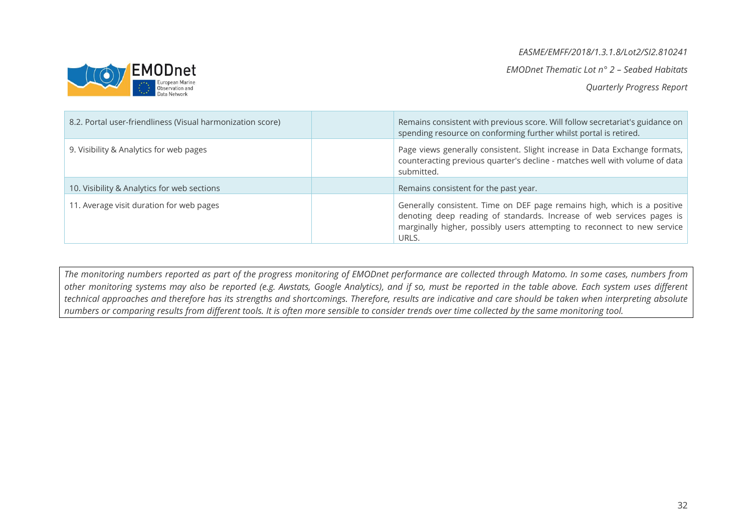| | | |
|---|---|---|
| 8.2. Portal user-friendliness (Visual harmonization score) | | Remains consistent with previous score. Will follow secretariat's guidance on spending resource on conforming further whilst portal is retired. |
| 9. Visibility & Analytics for web pages | | Page views generally consistent. Slight increase in Data Exchange formats, counteracting previous quarter's decline - matches well with volume of data submitted. |
| 10. Visibility & Analytics for web sections | | Remains consistent for the past year. |
| 11. Average visit duration for web pages | | Generally consistent. Time on DEF page remains high, which is a positive denoting deep reading of standards. Increase of web services pages is marginally higher, possibly users attempting to reconnect to new service URLS. |

*The monitoring numbers reported as part of the progress monitoring of EMODnet performance are collected through Matomo. In some cases, numbers from other monitoring systems may also be reported (e.g. Awstats, Google Analytics), and if so, must be reported in the table above. Each system uses different technical approaches and therefore has its strengths and shortcomings. Therefore, results are indicative and care should be taken when interpreting absolute numbers or comparing results from different tools. It is often more sensible to consider trends over time collected by the same monitoring tool.*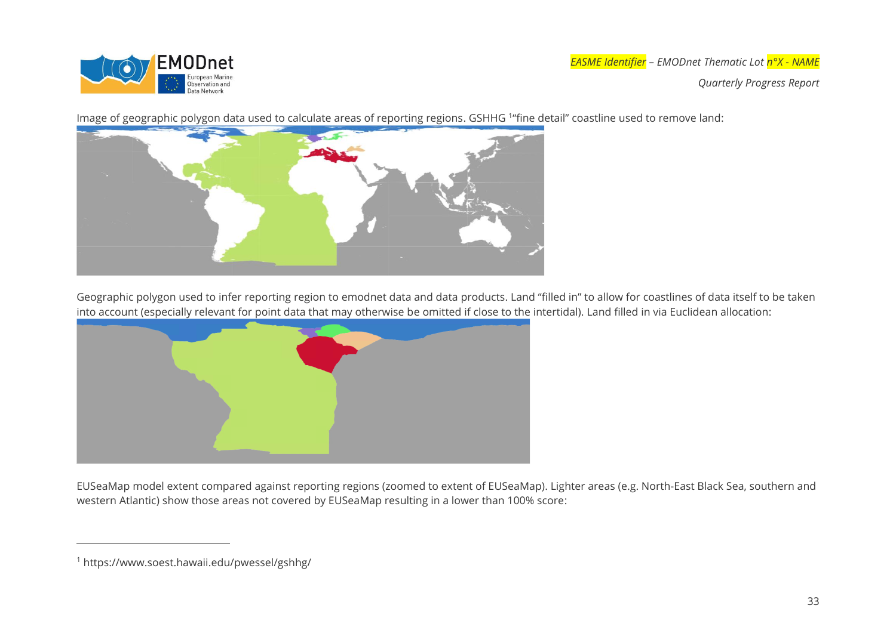Image of geographic polygon data used to calculate areas of reporting regions. GSHHG [1]"fine detail" coastline used to remove land:

Geographic polygon used to infer reporting region to emodnet data and data products. Land "filled in" to allow for coastlines of data itself to be taken into account (especially relevant for point data that may otherwise be omitted if close to the intertidal). Land filled in via Euclidean allocation:

EUSeaMap model extent compared against reporting regions (zoomed to extent of EUSeaMap). Lighter areas (e.g. North-East Black Sea, southern and western Atlantic) show those areas not covered by EUSeaMap resulting in a lower than 100% score:

[1] https://www.soest.hawaii.edu/pwessel/gshhg/